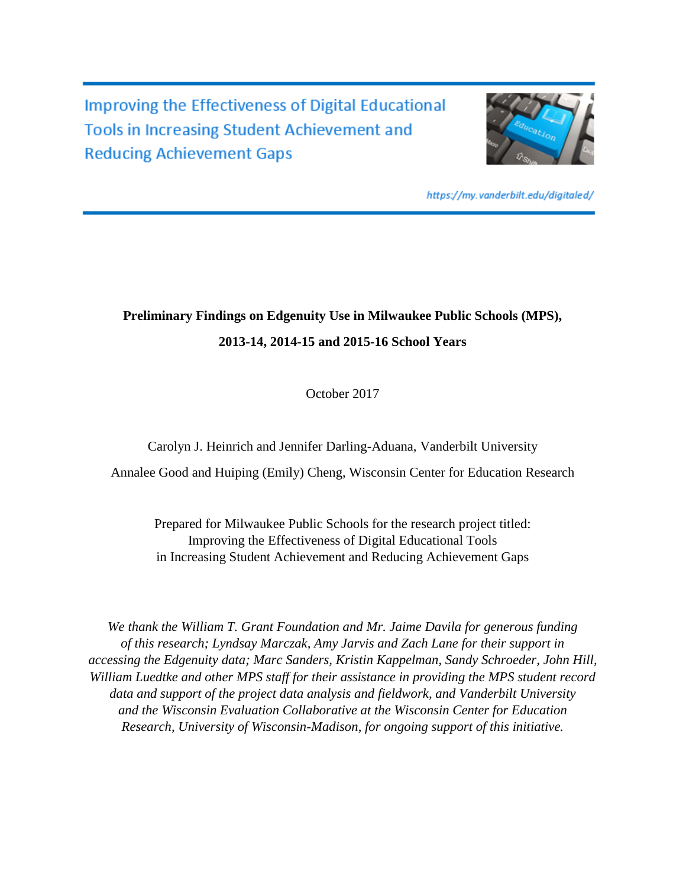Improving the Effectiveness of Digital Educational Tools in Increasing Student Achievement and Reducing Achievement Gaps

https://my.vanderbilt.edu/digitaled/

# Preliminary Findings on Edgenuity Use in Milwaukee Public Schools (MPS), 2013-14, 2014-15 and 2015-16 School Years

October 2017

Carolyn J. Heinrich and Jennifer Darling-Aduana, Vanderbilt University

Annalee Good and Huiping (Emily) Cheng, Wisconsin Center for Education Research

Prepared for Milwaukee Public Schools for the research project titled:
Improving the Effectiveness of Digital Educational Tools
in Increasing Student Achievement and Reducing Achievement Gaps

*We thank the William T. Grant Foundation and Mr. Jaime Davila for generous funding of this research; Lyndsay Marczak, Amy Jarvis and Zach Lane for their support in accessing the Edgenuity data; Marc Sanders, Kristin Kappelman, Sandy Schroeder, John Hill, William Luedtke and other MPS staff for their assistance in providing the MPS student record data and support of the project data analysis and fieldwork, and Vanderbilt University and the Wisconsin Evaluation Collaborative at the Wisconsin Center for Education Research, University of Wisconsin-Madison, for ongoing support of this initiative.*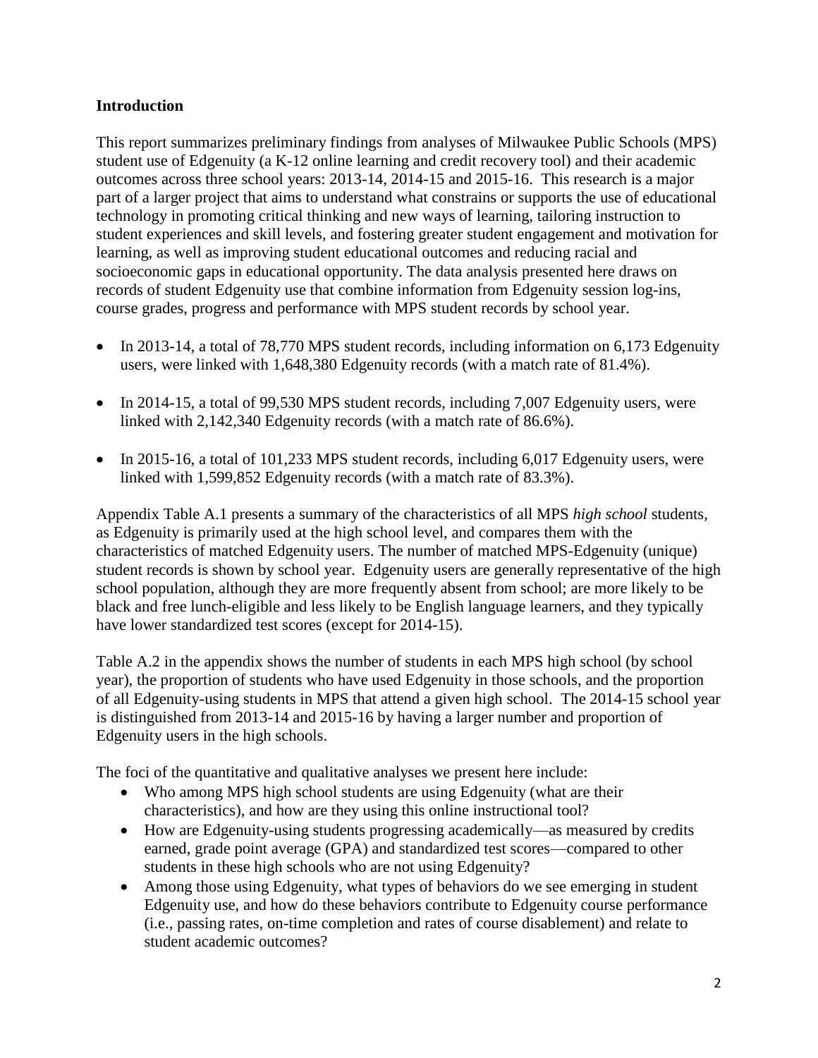## Introduction

This report summarizes preliminary findings from analyses of Milwaukee Public Schools (MPS) student use of Edgenuity (a K-12 online learning and credit recovery tool) and their academic outcomes across three school years: 2013-14, 2014-15 and 2015-16. This research is a major part of a larger project that aims to understand what constrains or supports the use of educational technology in promoting critical thinking and new ways of learning, tailoring instruction to student experiences and skill levels, and fostering greater student engagement and motivation for learning, as well as improving student educational outcomes and reducing racial and socioeconomic gaps in educational opportunity. The data analysis presented here draws on records of student Edgenuity use that combine information from Edgenuity session log-ins, course grades, progress and performance with MPS student records by school year.

- In 2013-14, a total of 78,770 MPS student records, including information on 6,173 Edgenuity users, were linked with 1,648,380 Edgenuity records (with a match rate of 81.4%).
- In 2014-15, a total of 99,530 MPS student records, including 7,007 Edgenuity users, were linked with 2,142,340 Edgenuity records (with a match rate of 86.6%).
- In 2015-16, a total of 101,233 MPS student records, including 6,017 Edgenuity users, were linked with 1,599,852 Edgenuity records (with a match rate of 83.3%).

Appendix Table A.1 presents a summary of the characteristics of all MPS *high school* students, as Edgenuity is primarily used at the high school level, and compares them with the characteristics of matched Edgenuity users. The number of matched MPS-Edgenuity (unique) student records is shown by school year. Edgenuity users are generally representative of the high school population, although they are more frequently absent from school; are more likely to be black and free lunch-eligible and less likely to be English language learners, and they typically have lower standardized test scores (except for 2014-15).

Table A.2 in the appendix shows the number of students in each MPS high school (by school year), the proportion of students who have used Edgenuity in those schools, and the proportion of all Edgenuity-using students in MPS that attend a given high school. The 2014-15 school year is distinguished from 2013-14 and 2015-16 by having a larger number and proportion of Edgenuity users in the high schools.

The foci of the quantitative and qualitative analyses we present here include:

- Who among MPS high school students are using Edgenuity (what are their characteristics), and how are they using this online instructional tool?
- How are Edgenuity-using students progressing academically—as measured by credits earned, grade point average (GPA) and standardized test scores—compared to other students in these high schools who are not using Edgenuity?
- Among those using Edgenuity, what types of behaviors do we see emerging in student Edgenuity use, and how do these behaviors contribute to Edgenuity course performance (i.e., passing rates, on-time completion and rates of course disablement) and relate to student academic outcomes?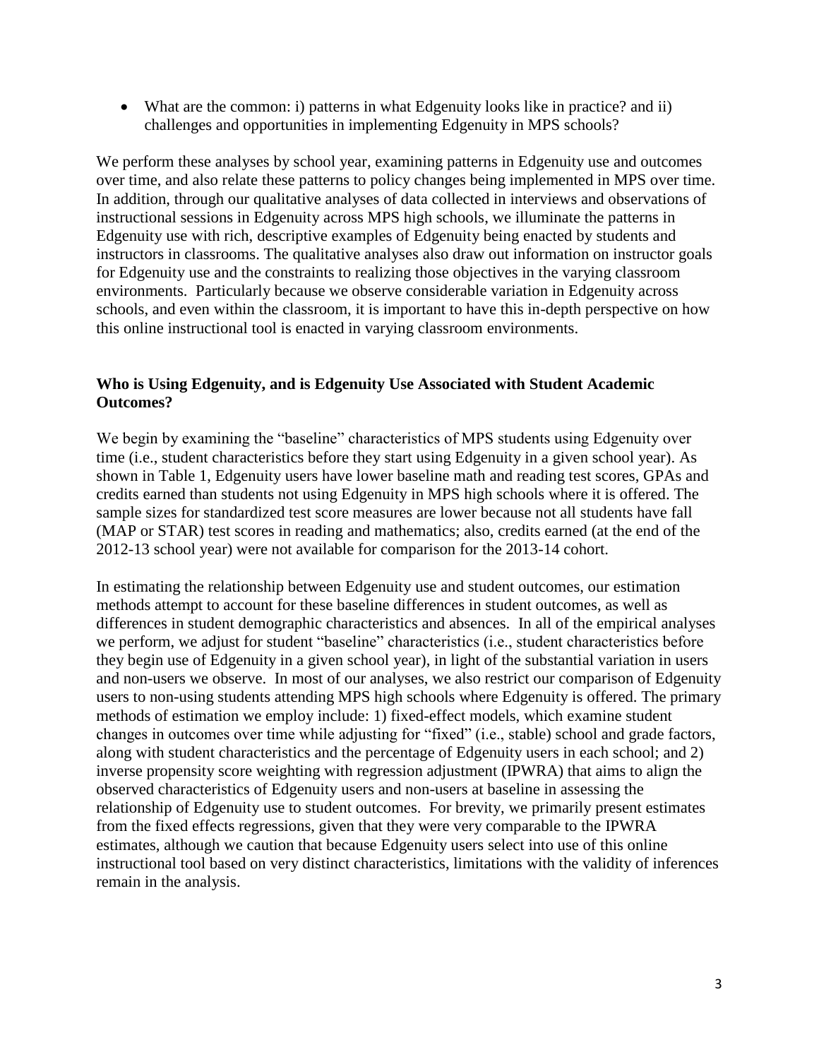- What are the common: i) patterns in what Edgenuity looks like in practice? and ii) challenges and opportunities in implementing Edgenuity in MPS schools?

We perform these analyses by school year, examining patterns in Edgenuity use and outcomes over time, and also relate these patterns to policy changes being implemented in MPS over time. In addition, through our qualitative analyses of data collected in interviews and observations of instructional sessions in Edgenuity across MPS high schools, we illuminate the patterns in Edgenuity use with rich, descriptive examples of Edgenuity being enacted by students and instructors in classrooms. The qualitative analyses also draw out information on instructor goals for Edgenuity use and the constraints to realizing those objectives in the varying classroom environments. Particularly because we observe considerable variation in Edgenuity across schools, and even within the classroom, it is important to have this in-depth perspective on how this online instructional tool is enacted in varying classroom environments.

### Who is Using Edgenuity, and is Edgenuity Use Associated with Student Academic Outcomes?

We begin by examining the "baseline" characteristics of MPS students using Edgenuity over time (i.e., student characteristics before they start using Edgenuity in a given school year). As shown in Table 1, Edgenuity users have lower baseline math and reading test scores, GPAs and credits earned than students not using Edgenuity in MPS high schools where it is offered. The sample sizes for standardized test score measures are lower because not all students have fall (MAP or STAR) test scores in reading and mathematics; also, credits earned (at the end of the 2012-13 school year) were not available for comparison for the 2013-14 cohort.

In estimating the relationship between Edgenuity use and student outcomes, our estimation methods attempt to account for these baseline differences in student outcomes, as well as differences in student demographic characteristics and absences. In all of the empirical analyses we perform, we adjust for student "baseline" characteristics (i.e., student characteristics before they begin use of Edgenuity in a given school year), in light of the substantial variation in users and non-users we observe. In most of our analyses, we also restrict our comparison of Edgenuity users to non-using students attending MPS high schools where Edgenuity is offered. The primary methods of estimation we employ include: 1) fixed-effect models, which examine student changes in outcomes over time while adjusting for "fixed" (i.e., stable) school and grade factors, along with student characteristics and the percentage of Edgenuity users in each school; and 2) inverse propensity score weighting with regression adjustment (IPWRA) that aims to align the observed characteristics of Edgenuity users and non-users at baseline in assessing the relationship of Edgenuity use to student outcomes. For brevity, we primarily present estimates from the fixed effects regressions, given that they were very comparable to the IPWRA estimates, although we caution that because Edgenuity users select into use of this online instructional tool based on very distinct characteristics, limitations with the validity of inferences remain in the analysis.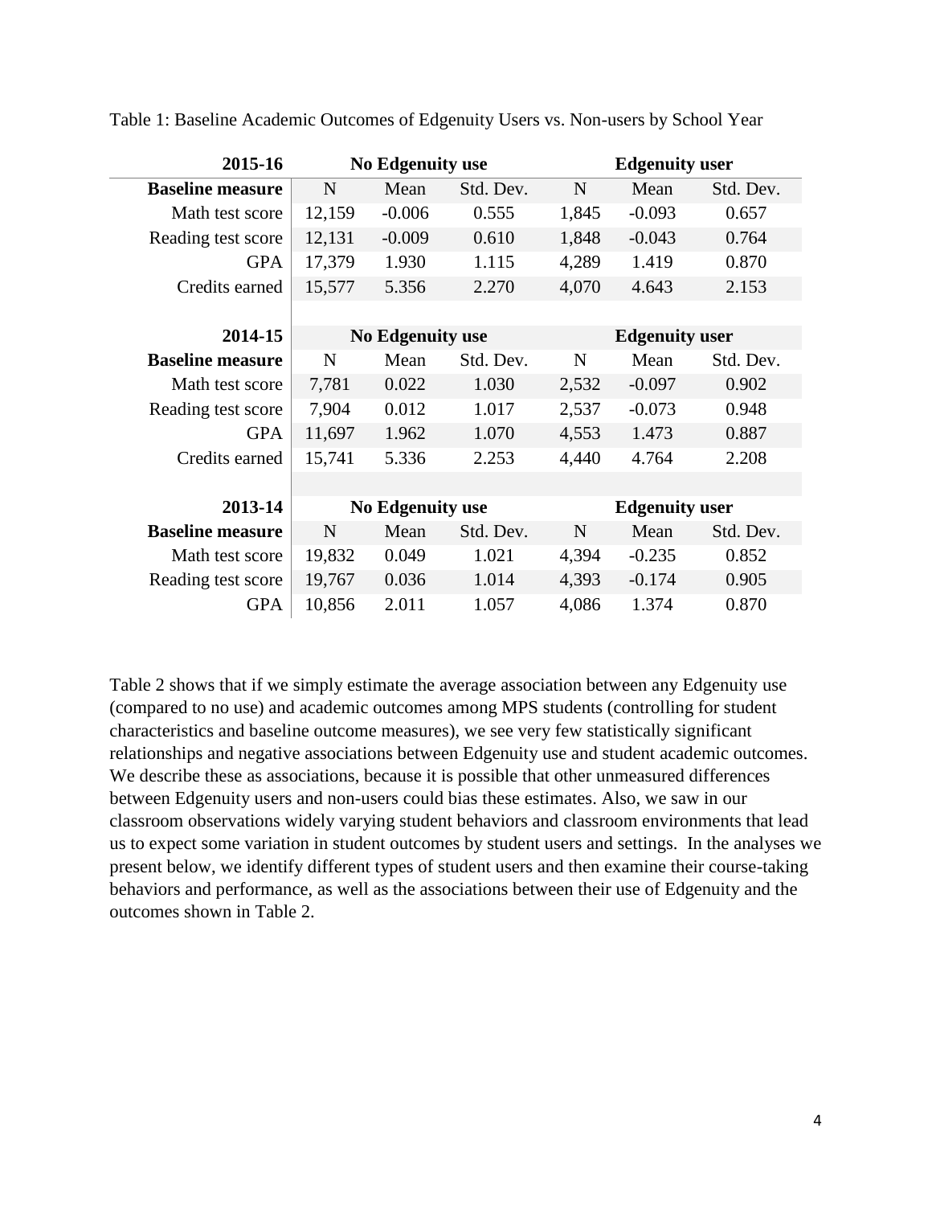Table 1: Baseline Academic Outcomes of Edgenuity Users vs. Non-users by School Year

| 2015-16 | No Edgenuity use | | | Edgenuity user | | |
|---|---|---|---|---|---|---|
| **Baseline measure** | N | Mean | Std. Dev. | N | Mean | Std. Dev. |
| Math test score | 12,159 | -0.006 | 0.555 | 1,845 | -0.093 | 0.657 |
| Reading test score | 12,131 | -0.009 | 0.610 | 1,848 | -0.043 | 0.764 |
| GPA | 17,379 | 1.930 | 1.115 | 4,289 | 1.419 | 0.870 |
| Credits earned | 15,577 | 5.356 | 2.270 | 4,070 | 4.643 | 2.153 |
| | | | | | | |
| **2014-15** | **No Edgenuity use** | | | **Edgenuity user** | | |
| **Baseline measure** | N | Mean | Std. Dev. | N | Mean | Std. Dev. |
| Math test score | 7,781 | 0.022 | 1.030 | 2,532 | -0.097 | 0.902 |
| Reading test score | 7,904 | 0.012 | 1.017 | 2,537 | -0.073 | 0.948 |
| GPA | 11,697 | 1.962 | 1.070 | 4,553 | 1.473 | 0.887 |
| Credits earned | 15,741 | 5.336 | 2.253 | 4,440 | 4.764 | 2.208 |
| | | | | | | |
| **2013-14** | **No Edgenuity use** | | | **Edgenuity user** | | |
| **Baseline measure** | N | Mean | Std. Dev. | N | Mean | Std. Dev. |
| Math test score | 19,832 | 0.049 | 1.021 | 4,394 | -0.235 | 0.852 |
| Reading test score | 19,767 | 0.036 | 1.014 | 4,393 | -0.174 | 0.905 |
| GPA | 10,856 | 2.011 | 1.057 | 4,086 | 1.374 | 0.870 |

Table 2 shows that if we simply estimate the average association between any Edgenuity use (compared to no use) and academic outcomes among MPS students (controlling for student characteristics and baseline outcome measures), we see very few statistically significant relationships and negative associations between Edgenuity use and student academic outcomes. We describe these as associations, because it is possible that other unmeasured differences between Edgenuity users and non-users could bias these estimates. Also, we saw in our classroom observations widely varying student behaviors and classroom environments that lead us to expect some variation in student outcomes by student users and settings. In the analyses we present below, we identify different types of student users and then examine their course-taking behaviors and performance, as well as the associations between their use of Edgenuity and the outcomes shown in Table 2.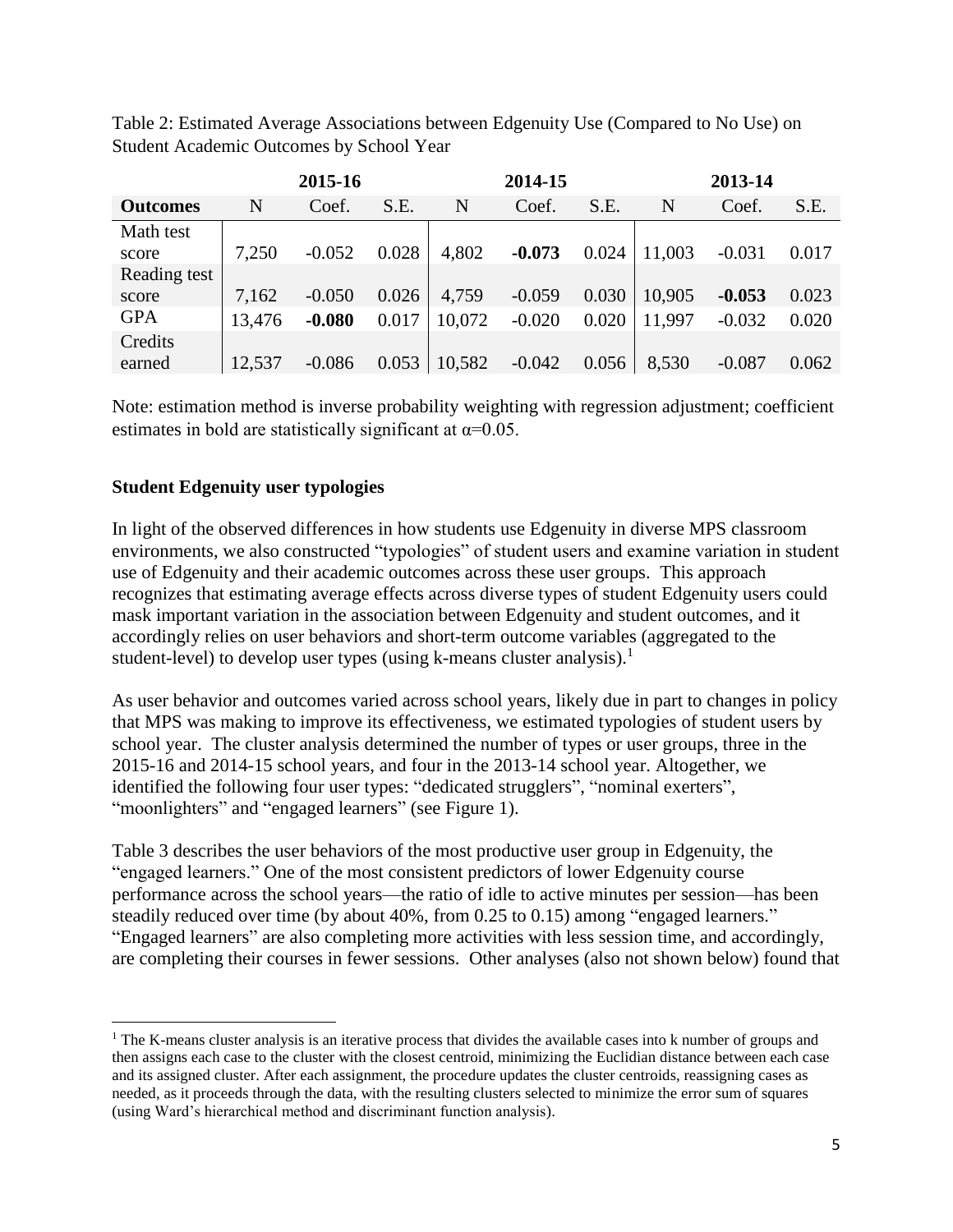Table 2: Estimated Average Associations between Edgenuity Use (Compared to No Use) on Student Academic Outcomes by School Year

| | 2015-16 | | | 2014-15 | | | 2013-14 | | |
|---|---|---|---|---|---|---|---|---|---|
| **Outcomes** | N | Coef. | S.E. | N | Coef. | S.E. | N | Coef. | S.E. |
| Math test score | 7,250 | -0.052 | 0.028 | 4,802 | **-0.073** | 0.024 | 11,003 | -0.031 | 0.017 |
| Reading test score | 7,162 | -0.050 | 0.026 | 4,759 | -0.059 | 0.030 | 10,905 | **-0.053** | 0.023 |
| GPA | 13,476 | **-0.080** | 0.017 | 10,072 | -0.020 | 0.020 | 11,997 | -0.032 | 0.020 |
| Credits earned | 12,537 | -0.086 | 0.053 | 10,582 | -0.042 | 0.056 | 8,530 | -0.087 | 0.062 |

Note: estimation method is inverse probability weighting with regression adjustment; coefficient estimates in bold are statistically significant at $\alpha$=0.05.

**Student Edgenuity user typologies**

In light of the observed differences in how students use Edgenuity in diverse MPS classroom environments, we also constructed "typologies" of student users and examine variation in student use of Edgenuity and their academic outcomes across these user groups. This approach recognizes that estimating average effects across diverse types of student Edgenuity users could mask important variation in the association between Edgenuity and student outcomes, and it accordingly relies on user behaviors and short-term outcome variables (aggregated to the student-level) to develop user types (using k-means cluster analysis).[1]

As user behavior and outcomes varied across school years, likely due in part to changes in policy that MPS was making to improve its effectiveness, we estimated typologies of student users by school year. The cluster analysis determined the number of types or user groups, three in the 2015-16 and 2014-15 school years, and four in the 2013-14 school year. Altogether, we identified the following four user types: "dedicated strugglers", "nominal exerters", "moonlighters" and "engaged learners" (see Figure 1).

Table 3 describes the user behaviors of the most productive user group in Edgenuity, the "engaged learners." One of the most consistent predictors of lower Edgenuity course performance across the school years—the ratio of idle to active minutes per session—has been steadily reduced over time (by about 40%, from 0.25 to 0.15) among "engaged learners." "Engaged learners" are also completing more activities with less session time, and accordingly, are completing their courses in fewer sessions. Other analyses (also not shown below) found that

[1] The K-means cluster analysis is an iterative process that divides the available cases into k number of groups and then assigns each case to the cluster with the closest centroid, minimizing the Euclidian distance between each case and its assigned cluster. After each assignment, the procedure updates the cluster centroids, reassigning cases as needed, as it proceeds through the data, with the resulting clusters selected to minimize the error sum of squares (using Ward's hierarchical method and discriminant function analysis).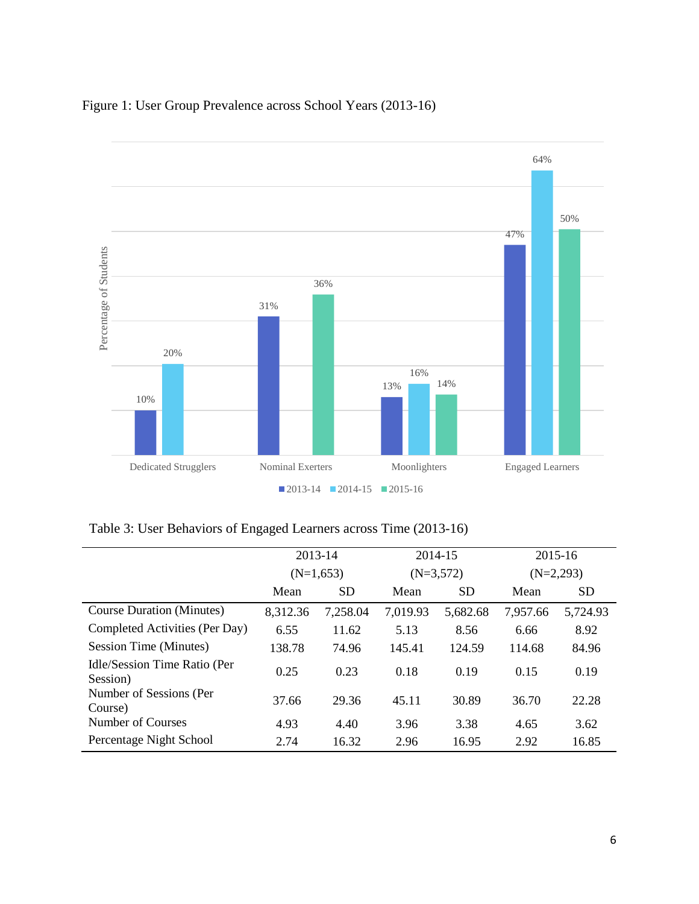Figure 1: User Group Prevalence across School Years (2013-16)

Table 3: User Behaviors of Engaged Learners across Time (2013-16)

| | 2013-14 (N=1,653) | | 2014-15 (N=3,572) | | 2015-16 (N=2,293) | |
|---|---|---|---|---|---|---|
| | Mean | SD | Mean | SD | Mean | SD |
| Course Duration (Minutes) | 8,312.36 | 7,258.04 | 7,019.93 | 5,682.68 | 7,957.66 | 5,724.93 |
| Completed Activities (Per Day) | 6.55 | 11.62 | 5.13 | 8.56 | 6.66 | 8.92 |
| Session Time (Minutes) | 138.78 | 74.96 | 145.41 | 124.59 | 114.68 | 84.96 |
| Idle/Session Time Ratio (Per Session) | 0.25 | 0.23 | 0.18 | 0.19 | 0.15 | 0.19 |
| Number of Sessions (Per Course) | 37.66 | 29.36 | 45.11 | 30.89 | 36.70 | 22.28 |
| Number of Courses | 4.93 | 4.40 | 3.96 | 3.38 | 4.65 | 3.62 |
| Percentage Night School | 2.74 | 16.32 | 2.96 | 16.95 | 2.92 | 16.85 |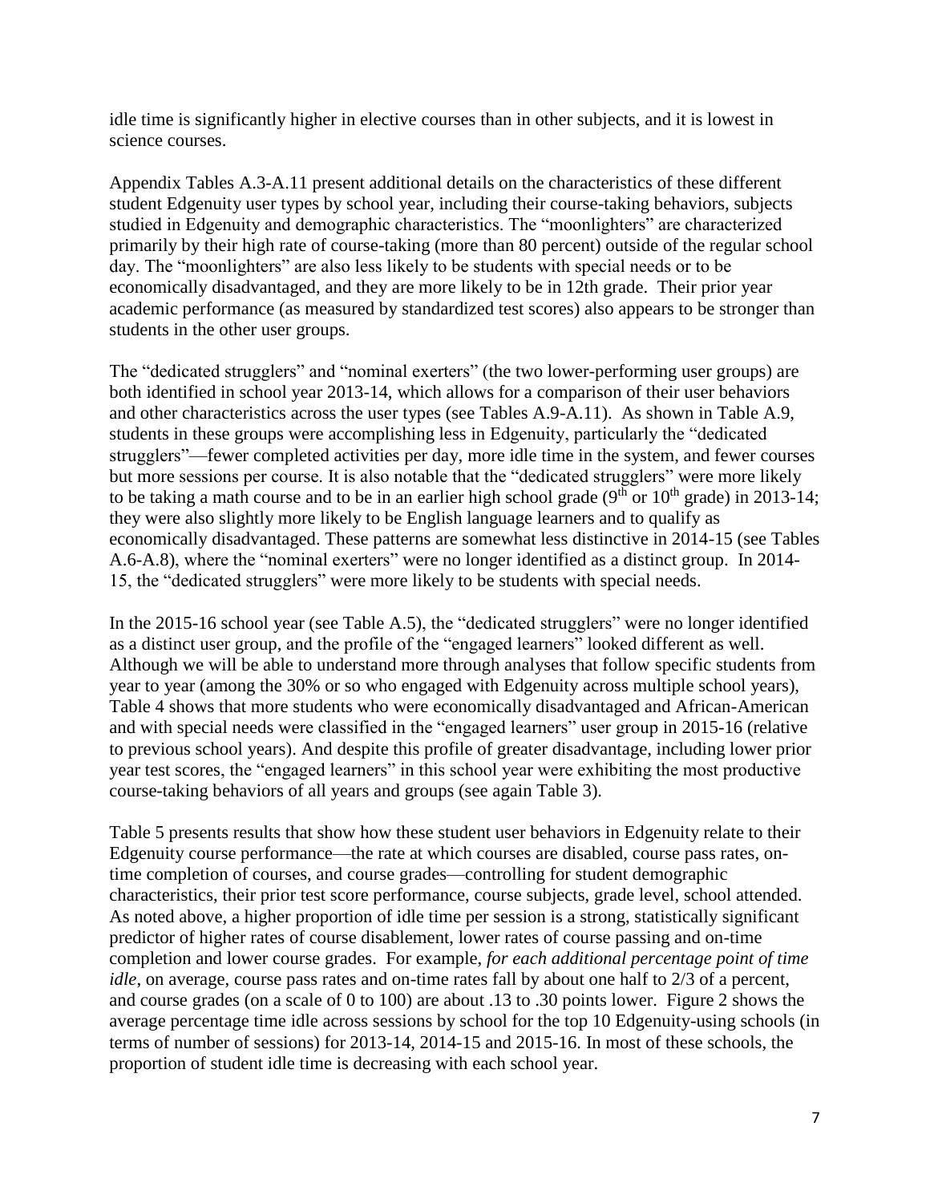idle time is significantly higher in elective courses than in other subjects, and it is lowest in science courses.

Appendix Tables A.3-A.11 present additional details on the characteristics of these different student Edgenuity user types by school year, including their course-taking behaviors, subjects studied in Edgenuity and demographic characteristics. The "moonlighters" are characterized primarily by their high rate of course-taking (more than 80 percent) outside of the regular school day. The "moonlighters" are also less likely to be students with special needs or to be economically disadvantaged, and they are more likely to be in 12th grade. Their prior year academic performance (as measured by standardized test scores) also appears to be stronger than students in the other user groups.

The "dedicated strugglers" and "nominal exerters" (the two lower-performing user groups) are both identified in school year 2013-14, which allows for a comparison of their user behaviors and other characteristics across the user types (see Tables A.9-A.11). As shown in Table A.9, students in these groups were accomplishing less in Edgenuity, particularly the "dedicated strugglers"—fewer completed activities per day, more idle time in the system, and fewer courses but more sessions per course. It is also notable that the "dedicated strugglers" were more likely to be taking a math course and to be in an earlier high school grade (9th or 10th grade) in 2013-14; they were also slightly more likely to be English language learners and to qualify as economically disadvantaged. These patterns are somewhat less distinctive in 2014-15 (see Tables A.6-A.8), where the "nominal exerters" were no longer identified as a distinct group. In 2014-15, the "dedicated strugglers" were more likely to be students with special needs.

In the 2015-16 school year (see Table A.5), the "dedicated strugglers" were no longer identified as a distinct user group, and the profile of the "engaged learners" looked different as well. Although we will be able to understand more through analyses that follow specific students from year to year (among the 30% or so who engaged with Edgenuity across multiple school years), Table 4 shows that more students who were economically disadvantaged and African-American and with special needs were classified in the "engaged learners" user group in 2015-16 (relative to previous school years). And despite this profile of greater disadvantage, including lower prior year test scores, the "engaged learners" in this school year were exhibiting the most productive course-taking behaviors of all years and groups (see again Table 3).

Table 5 presents results that show how these student user behaviors in Edgenuity relate to their Edgenuity course performance—the rate at which courses are disabled, course pass rates, on-time completion of courses, and course grades—controlling for student demographic characteristics, their prior test score performance, course subjects, grade level, school attended. As noted above, a higher proportion of idle time per session is a strong, statistically significant predictor of higher rates of course disablement, lower rates of course passing and on-time completion and lower course grades. For example, *for each additional percentage point of time idle*, on average, course pass rates and on-time rates fall by about one half to 2/3 of a percent, and course grades (on a scale of 0 to 100) are about .13 to .30 points lower. Figure 2 shows the average percentage time idle across sessions by school for the top 10 Edgenuity-using schools (in terms of number of sessions) for 2013-14, 2014-15 and 2015-16. In most of these schools, the proportion of student idle time is decreasing with each school year.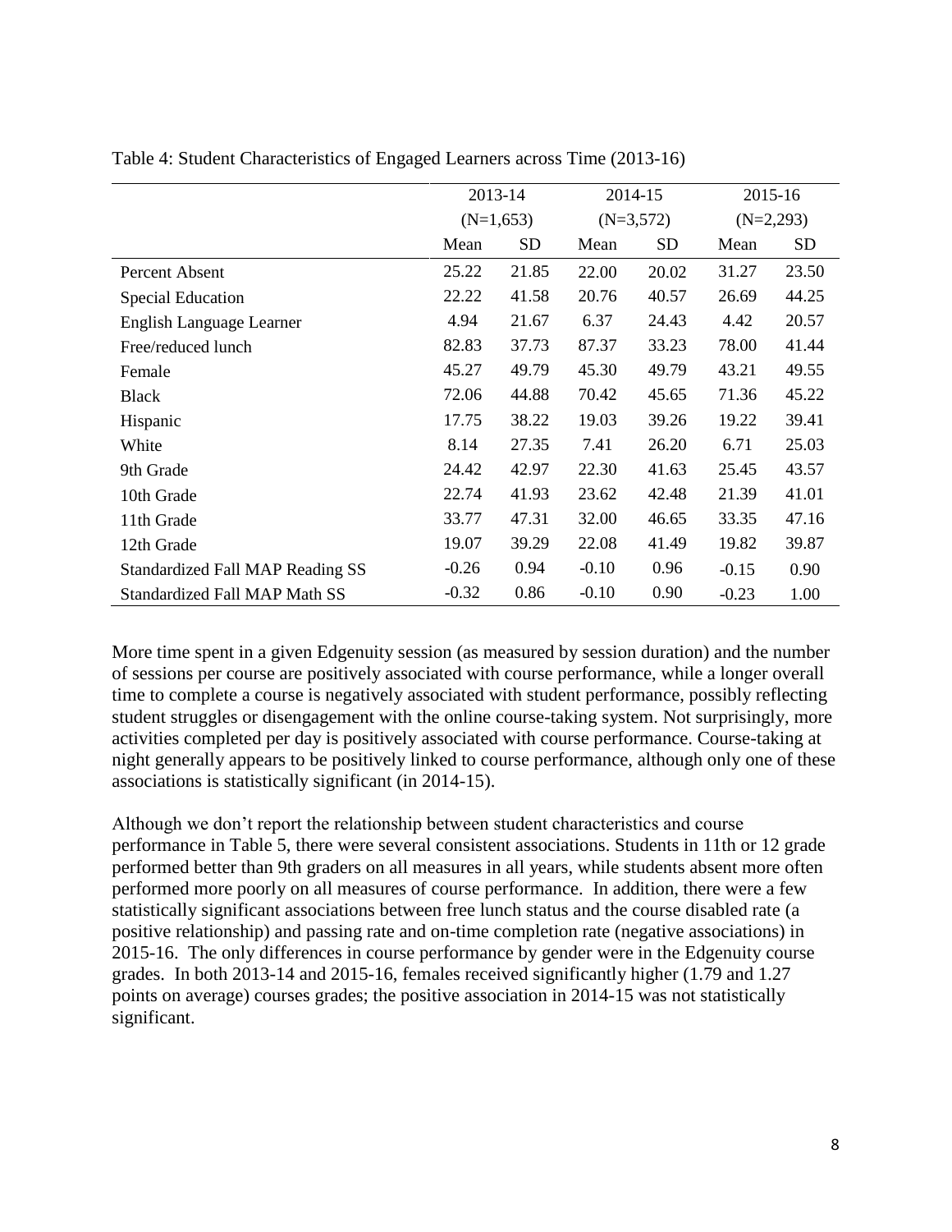Table 4: Student Characteristics of Engaged Learners across Time (2013-16)

| | 2013-14 (N=1,653) | | 2014-15 (N=3,572) | | 2015-16 (N=2,293) | |
|---|---|---|---|---|---|---|
| | Mean | SD | Mean | SD | Mean | SD |
| Percent Absent | 25.22 | 21.85 | 22.00 | 20.02 | 31.27 | 23.50 |
| Special Education | 22.22 | 41.58 | 20.76 | 40.57 | 26.69 | 44.25 |
| English Language Learner | 4.94 | 21.67 | 6.37 | 24.43 | 4.42 | 20.57 |
| Free/reduced lunch | 82.83 | 37.73 | 87.37 | 33.23 | 78.00 | 41.44 |
| Female | 45.27 | 49.79 | 45.30 | 49.79 | 43.21 | 49.55 |
| Black | 72.06 | 44.88 | 70.42 | 45.65 | 71.36 | 45.22 |
| Hispanic | 17.75 | 38.22 | 19.03 | 39.26 | 19.22 | 39.41 |
| White | 8.14 | 27.35 | 7.41 | 26.20 | 6.71 | 25.03 |
| 9th Grade | 24.42 | 42.97 | 22.30 | 41.63 | 25.45 | 43.57 |
| 10th Grade | 22.74 | 41.93 | 23.62 | 42.48 | 21.39 | 41.01 |
| 11th Grade | 33.77 | 47.31 | 32.00 | 46.65 | 33.35 | 47.16 |
| 12th Grade | 19.07 | 39.29 | 22.08 | 41.49 | 19.82 | 39.87 |
| Standardized Fall MAP Reading SS | -0.26 | 0.94 | -0.10 | 0.96 | -0.15 | 0.90 |
| Standardized Fall MAP Math SS | -0.32 | 0.86 | -0.10 | 0.90 | -0.23 | 1.00 |

More time spent in a given Edgenuity session (as measured by session duration) and the number of sessions per course are positively associated with course performance, while a longer overall time to complete a course is negatively associated with student performance, possibly reflecting student struggles or disengagement with the online course-taking system. Not surprisingly, more activities completed per day is positively associated with course performance. Course-taking at night generally appears to be positively linked to course performance, although only one of these associations is statistically significant (in 2014-15).

Although we don't report the relationship between student characteristics and course performance in Table 5, there were several consistent associations. Students in 11th or 12 grade performed better than 9th graders on all measures in all years, while students absent more often performed more poorly on all measures of course performance. In addition, there were a few statistically significant associations between free lunch status and the course disabled rate (a positive relationship) and passing rate and on-time completion rate (negative associations) in 2015-16. The only differences in course performance by gender were in the Edgenuity course grades. In both 2013-14 and 2015-16, females received significantly higher (1.79 and 1.27 points on average) courses grades; the positive association in 2014-15 was not statistically significant.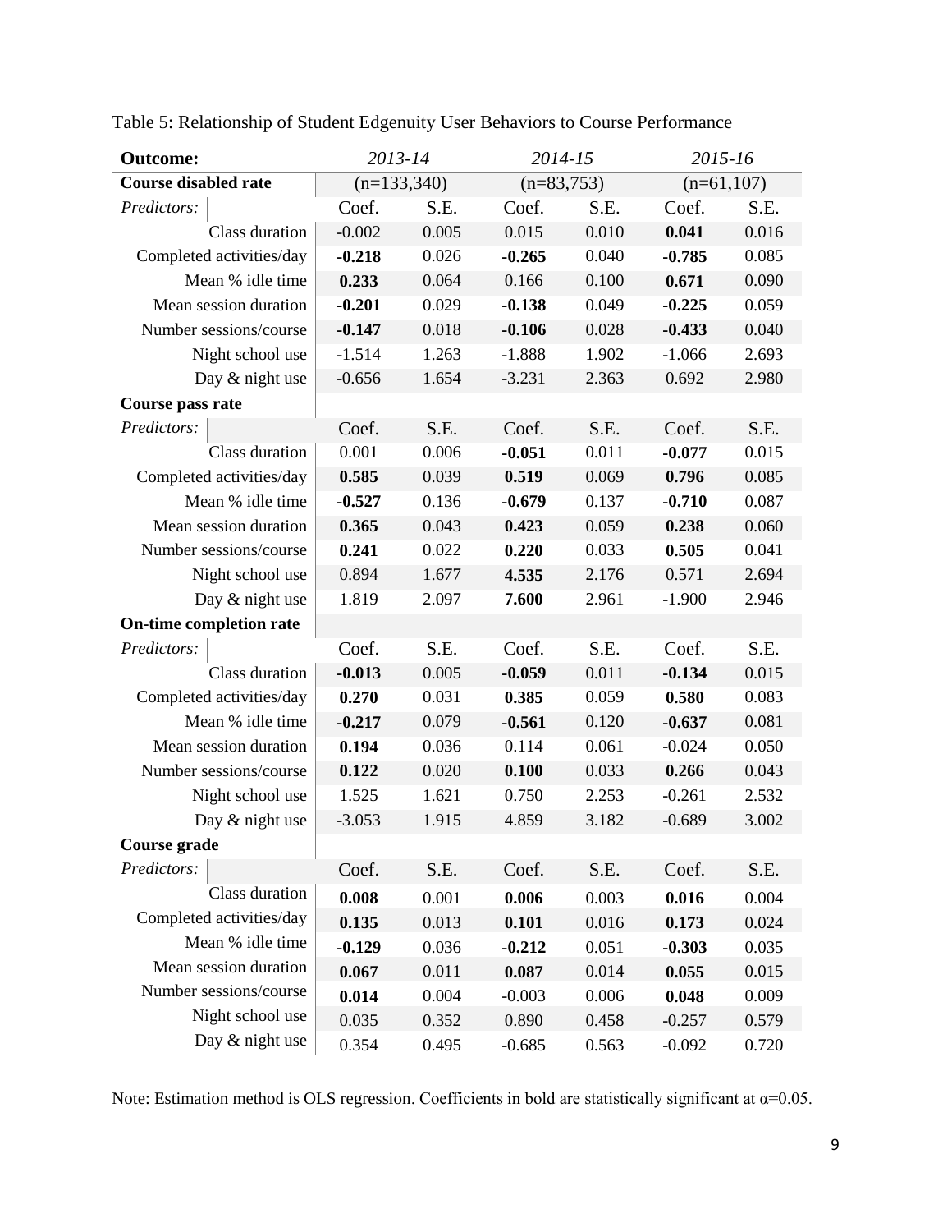Table 5: Relationship of Student Edgenuity User Behaviors to Course Performance

| **Outcome:** | *2013-14* | | *2014-15* | | *2015-16* | |
|---|---|---|---|---|---|---|
| **Course disabled rate** | (n=133,340) | | (n=83,753) | | (n=61,107) | |
| *Predictors:* | Coef. | S.E. | Coef. | S.E. | Coef. | S.E. |
| Class duration | -0.002 | 0.005 | 0.015 | 0.010 | **0.041** | 0.016 |
| Completed activities/day | **-0.218** | 0.026 | **-0.265** | 0.040 | **-0.785** | 0.085 |
| Mean % idle time | **0.233** | 0.064 | 0.166 | 0.100 | **0.671** | 0.090 |
| Mean session duration | **-0.201** | 0.029 | **-0.138** | 0.049 | **-0.225** | 0.059 |
| Number sessions/course | **-0.147** | 0.018 | **-0.106** | 0.028 | **-0.433** | 0.040 |
| Night school use | -1.514 | 1.263 | -1.888 | 1.902 | -1.066 | 2.693 |
| Day & night use | -0.656 | 1.654 | -3.231 | 2.363 | 0.692 | 2.980 |
| **Course pass rate** | | | | | | |
| *Predictors:* | Coef. | S.E. | Coef. | S.E. | Coef. | S.E. |
| Class duration | 0.001 | 0.006 | **-0.051** | 0.011 | **-0.077** | 0.015 |
| Completed activities/day | **0.585** | 0.039 | **0.519** | 0.069 | **0.796** | 0.085 |
| Mean % idle time | **-0.527** | 0.136 | **-0.679** | 0.137 | **-0.710** | 0.087 |
| Mean session duration | **0.365** | 0.043 | **0.423** | 0.059 | **0.238** | 0.060 |
| Number sessions/course | **0.241** | 0.022 | **0.220** | 0.033 | **0.505** | 0.041 |
| Night school use | 0.894 | 1.677 | **4.535** | 2.176 | 0.571 | 2.694 |
| Day & night use | 1.819 | 2.097 | **7.600** | 2.961 | -1.900 | 2.946 |
| **On-time completion rate** | | | | | | |
| *Predictors:* | Coef. | S.E. | Coef. | S.E. | Coef. | S.E. |
| Class duration | **-0.013** | 0.005 | **-0.059** | 0.011 | **-0.134** | 0.015 |
| Completed activities/day | **0.270** | 0.031 | **0.385** | 0.059 | **0.580** | 0.083 |
| Mean % idle time | **-0.217** | 0.079 | **-0.561** | 0.120 | **-0.637** | 0.081 |
| Mean session duration | **0.194** | 0.036 | 0.114 | 0.061 | -0.024 | 0.050 |
| Number sessions/course | **0.122** | 0.020 | **0.100** | 0.033 | **0.266** | 0.043 |
| Night school use | 1.525 | 1.621 | 0.750 | 2.253 | -0.261 | 2.532 |
| Day & night use | -3.053 | 1.915 | 4.859 | 3.182 | -0.689 | 3.002 |
| **Course grade** | | | | | | |
| *Predictors:* | Coef. | S.E. | Coef. | S.E. | Coef. | S.E. |
| Class duration | **0.008** | 0.001 | **0.006** | 0.003 | **0.016** | 0.004 |
| Completed activities/day | **0.135** | 0.013 | **0.101** | 0.016 | **0.173** | 0.024 |
| Mean % idle time | **-0.129** | 0.036 | **-0.212** | 0.051 | **-0.303** | 0.035 |
| Mean session duration | **0.067** | 0.011 | **0.087** | 0.014 | **0.055** | 0.015 |
| Number sessions/course | **0.014** | 0.004 | -0.003 | 0.006 | **0.048** | 0.009 |
| Night school use | 0.035 | 0.352 | 0.890 | 0.458 | -0.257 | 0.579 |
| Day & night use | 0.354 | 0.495 | -0.685 | 0.563 | -0.092 | 0.720 |

Note: Estimation method is OLS regression. Coefficients in bold are statistically significant at $\alpha$=0.05.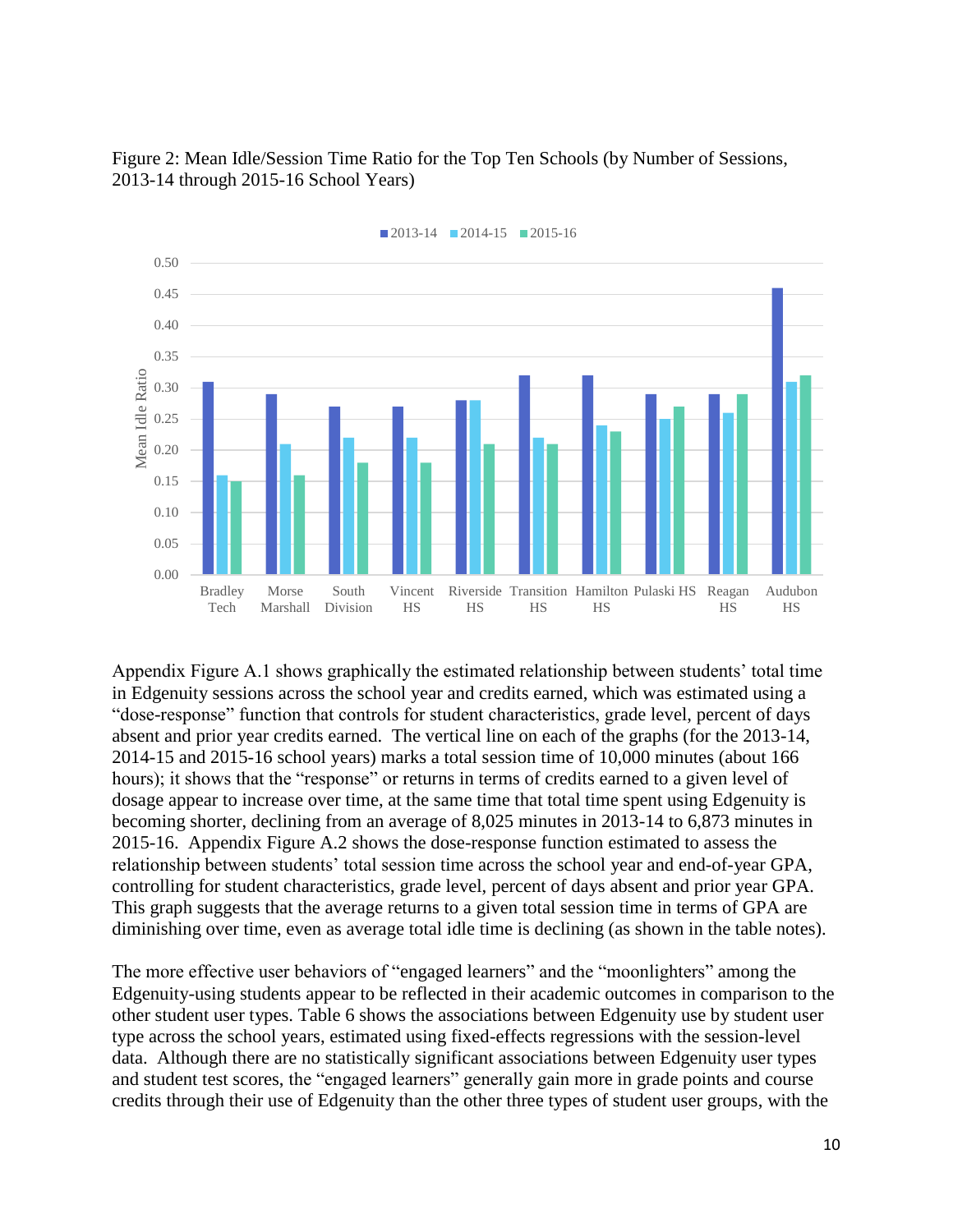Figure 2: Mean Idle/Session Time Ratio for the Top Ten Schools (by Number of Sessions, 2013-14 through 2015-16 School Years)

| School | 2013-14 | 2014-15 | 2015-16 |
|---|---|---|---|
| Bradley Tech | 0.31 | 0.16 | 0.15 |
| Morse Marshall | 0.29 | 0.21 | 0.16 |
| South Division | 0.27 | 0.22 | 0.18 |
| Vincent HS | 0.27 | 0.22 | 0.18 |
| Riverside HS | 0.28 | 0.28 | 0.21 |
| Transition HS | 0.32 | 0.22 | 0.21 |
| Hamilton HS | 0.32 | 0.24 | 0.23 |
| Pulaski HS | 0.29 | 0.25 | 0.27 |
| Reagan HS | 0.29 | 0.26 | 0.29 |
| Audubon HS | 0.46 | 0.31 | 0.32 |

Appendix Figure A.1 shows graphically the estimated relationship between students' total time in Edgenuity sessions across the school year and credits earned, which was estimated using a "dose-response" function that controls for student characteristics, grade level, percent of days absent and prior year credits earned. The vertical line on each of the graphs (for the 2013-14, 2014-15 and 2015-16 school years) marks a total session time of 10,000 minutes (about 166 hours); it shows that the "response" or returns in terms of credits earned to a given level of dosage appear to increase over time, at the same time that total time spent using Edgenuity is becoming shorter, declining from an average of 8,025 minutes in 2013-14 to 6,873 minutes in 2015-16. Appendix Figure A.2 shows the dose-response function estimated to assess the relationship between students' total session time across the school year and end-of-year GPA, controlling for student characteristics, grade level, percent of days absent and prior year GPA. This graph suggests that the average returns to a given total session time in terms of GPA are diminishing over time, even as average total idle time is declining (as shown in the table notes).

The more effective user behaviors of "engaged learners" and the "moonlighters" among the Edgenuity-using students appear to be reflected in their academic outcomes in comparison to the other student user types. Table 6 shows the associations between Edgenuity use by student user type across the school years, estimated using fixed-effects regressions with the session-level data. Although there are no statistically significant associations between Edgenuity user types and student test scores, the "engaged learners" generally gain more in grade points and course credits through their use of Edgenuity than the other three types of student user groups, with the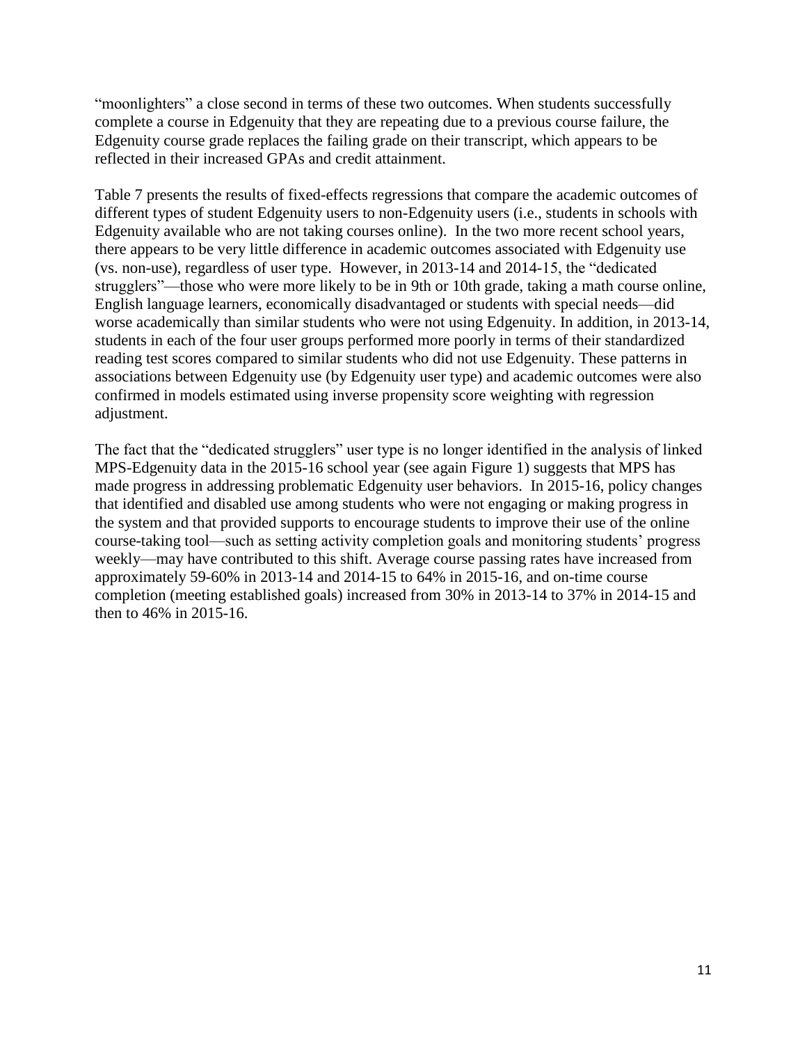"moonlighters" a close second in terms of these two outcomes. When students successfully complete a course in Edgenuity that they are repeating due to a previous course failure, the Edgenuity course grade replaces the failing grade on their transcript, which appears to be reflected in their increased GPAs and credit attainment.

Table 7 presents the results of fixed-effects regressions that compare the academic outcomes of different types of student Edgenuity users to non-Edgenuity users (i.e., students in schools with Edgenuity available who are not taking courses online). In the two more recent school years, there appears to be very little difference in academic outcomes associated with Edgenuity use (vs. non-use), regardless of user type. However, in 2013-14 and 2014-15, the "dedicated strugglers"—those who were more likely to be in 9th or 10th grade, taking a math course online, English language learners, economically disadvantaged or students with special needs—did worse academically than similar students who were not using Edgenuity. In addition, in 2013-14, students in each of the four user groups performed more poorly in terms of their standardized reading test scores compared to similar students who did not use Edgenuity. These patterns in associations between Edgenuity use (by Edgenuity user type) and academic outcomes were also confirmed in models estimated using inverse propensity score weighting with regression adjustment.

The fact that the "dedicated strugglers" user type is no longer identified in the analysis of linked MPS-Edgenuity data in the 2015-16 school year (see again Figure 1) suggests that MPS has made progress in addressing problematic Edgenuity user behaviors. In 2015-16, policy changes that identified and disabled use among students who were not engaging or making progress in the system and that provided supports to encourage students to improve their use of the online course-taking tool—such as setting activity completion goals and monitoring students' progress weekly—may have contributed to this shift. Average course passing rates have increased from approximately 59-60% in 2013-14 and 2014-15 to 64% in 2015-16, and on-time course completion (meeting established goals) increased from 30% in 2013-14 to 37% in 2014-15 and then to 46% in 2015-16.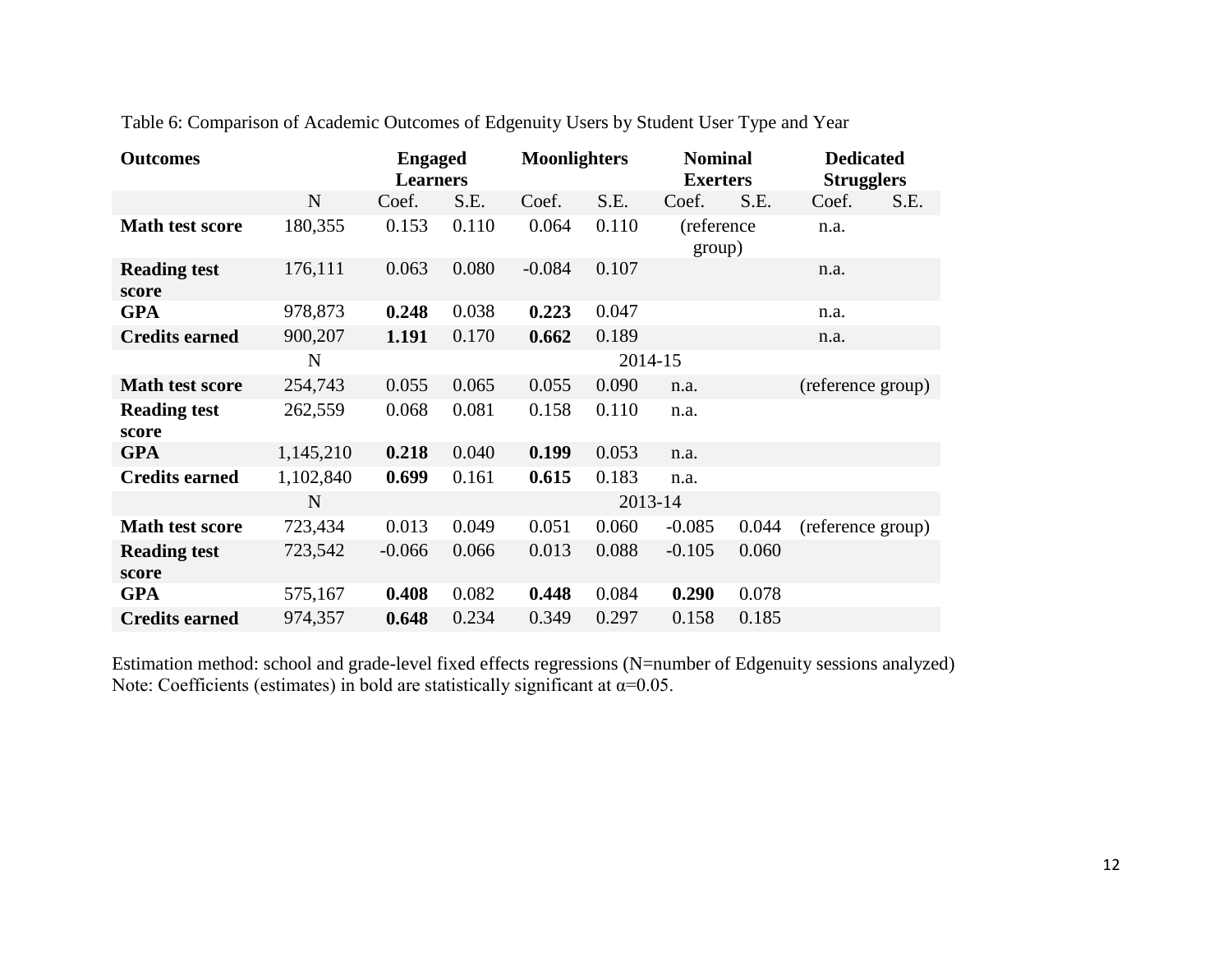Table 6: Comparison of Academic Outcomes of Edgenuity Users by Student User Type and Year

| Outcomes | | Engaged Learners | | Moonlighters | | Nominal Exerters | | Dedicated Strugglers | |
|---|---|---|---|---|---|---|---|---|---|
| | N | Coef. | S.E. | Coef. | S.E. | Coef. | S.E. | Coef. | S.E. |
| **Math test score** | 180,355 | 0.153 | 0.110 | 0.064 | 0.110 | (reference group) | | n.a. | |
| **Reading test score** | 176,111 | 0.063 | 0.080 | -0.084 | 0.107 | | | n.a. | |
| **GPA** | 978,873 | **0.248** | 0.038 | **0.223** | 0.047 | | | n.a. | |
| **Credits earned** | 900,207 | **1.191** | 0.170 | **0.662** | 0.189 | | | n.a. | |
| | N | | | 2014-15 | | | | | |
| **Math test score** | 254,743 | 0.055 | 0.065 | 0.055 | 0.090 | n.a. | | (reference group) | |
| **Reading test score** | 262,559 | 0.068 | 0.081 | 0.158 | 0.110 | n.a. | | | |
| **GPA** | 1,145,210 | **0.218** | 0.040 | **0.199** | 0.053 | n.a. | | | |
| **Credits earned** | 1,102,840 | **0.699** | 0.161 | **0.615** | 0.183 | n.a. | | | |
| | N | | | 2013-14 | | | | | |
| **Math test score** | 723,434 | 0.013 | 0.049 | 0.051 | 0.060 | -0.085 | 0.044 | (reference group) | |
| **Reading test score** | 723,542 | -0.066 | 0.066 | 0.013 | 0.088 | -0.105 | 0.060 | | |
| **GPA** | 575,167 | **0.408** | 0.082 | **0.448** | 0.084 | **0.290** | 0.078 | | |
| **Credits earned** | 974,357 | **0.648** | 0.234 | 0.349 | 0.297 | 0.158 | 0.185 | | |

Estimation method: school and grade-level fixed effects regressions (N=number of Edgenuity sessions analyzed)
Note: Coefficients (estimates) in bold are statistically significant at $\alpha$=0.05.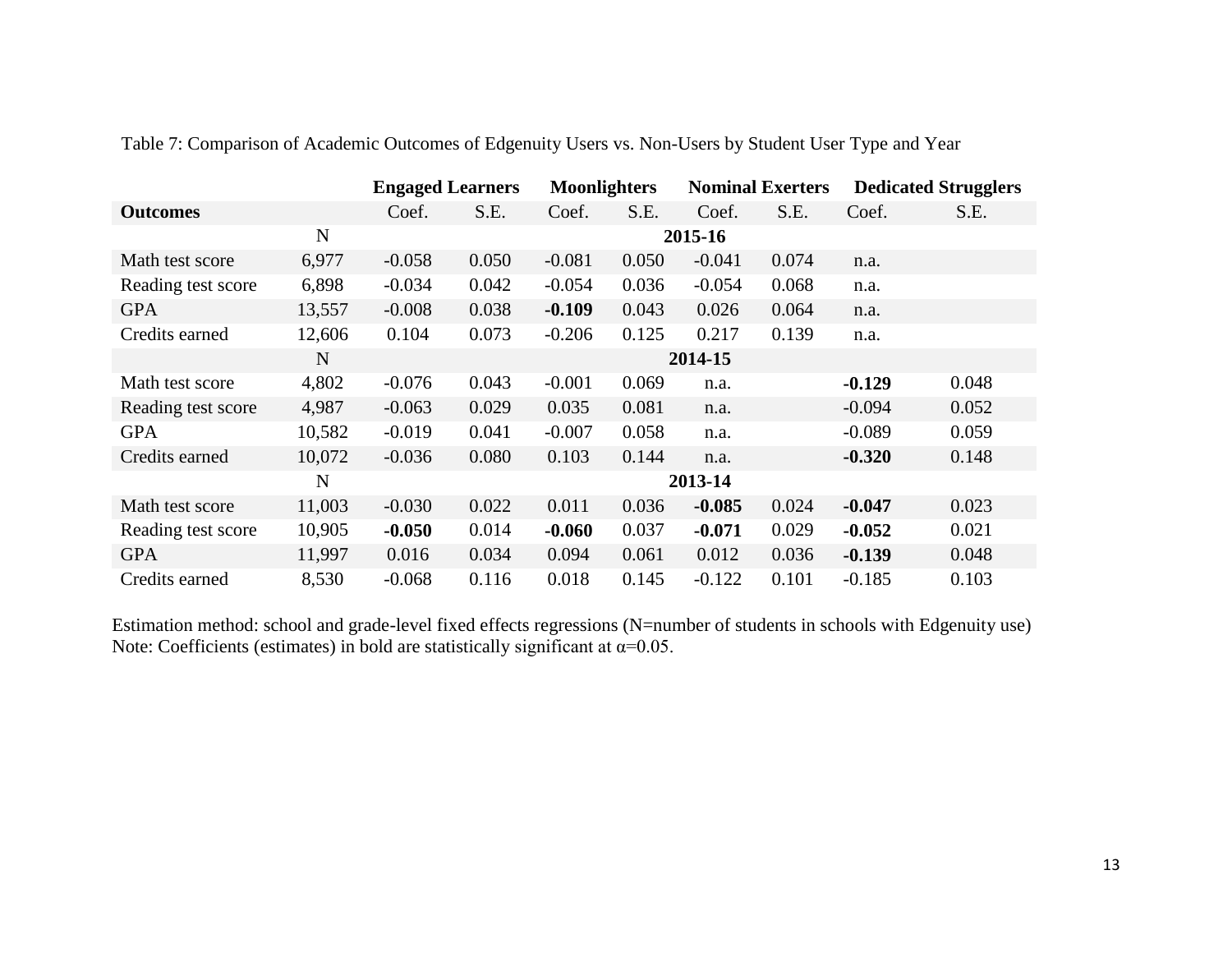Table 7: Comparison of Academic Outcomes of Edgenuity Users vs. Non-Users by Student User Type and Year

| | | **Engaged Learners** | | **Moonlighters** | | **Nominal Exerters** | | **Dedicated Strugglers** | |
|---|---|---|---|---|---|---|---|---|---|
| **Outcomes** | | Coef. | S.E. | Coef. | S.E. | Coef. | S.E. | Coef. | S.E. |
| | N | | | | | **2015-16** | | | |
| Math test score | 6,977 | -0.058 | 0.050 | -0.081 | 0.050 | -0.041 | 0.074 | n.a. | |
| Reading test score | 6,898 | -0.034 | 0.042 | -0.054 | 0.036 | -0.054 | 0.068 | n.a. | |
| GPA | 13,557 | -0.008 | 0.038 | **-0.109** | 0.043 | 0.026 | 0.064 | n.a. | |
| Credits earned | 12,606 | 0.104 | 0.073 | -0.206 | 0.125 | 0.217 | 0.139 | n.a. | |
| | N | | | | | **2014-15** | | | |
| Math test score | 4,802 | -0.076 | 0.043 | -0.001 | 0.069 | n.a. | | **-0.129** | 0.048 |
| Reading test score | 4,987 | -0.063 | 0.029 | 0.035 | 0.081 | n.a. | | -0.094 | 0.052 |
| GPA | 10,582 | -0.019 | 0.041 | -0.007 | 0.058 | n.a. | | -0.089 | 0.059 |
| Credits earned | 10,072 | -0.036 | 0.080 | 0.103 | 0.144 | n.a. | | **-0.320** | 0.148 |
| | N | | | | | **2013-14** | | | |
| Math test score | 11,003 | -0.030 | 0.022 | 0.011 | 0.036 | **-0.085** | 0.024 | **-0.047** | 0.023 |
| Reading test score | 10,905 | **-0.050** | 0.014 | **-0.060** | 0.037 | **-0.071** | 0.029 | **-0.052** | 0.021 |
| GPA | 11,997 | 0.016 | 0.034 | 0.094 | 0.061 | 0.012 | 0.036 | **-0.139** | 0.048 |
| Credits earned | 8,530 | -0.068 | 0.116 | 0.018 | 0.145 | -0.122 | 0.101 | -0.185 | 0.103 |

Estimation method: school and grade-level fixed effects regressions (N=number of students in schools with Edgenuity use)
Note: Coefficients (estimates) in bold are statistically significant at $\alpha$=0.05.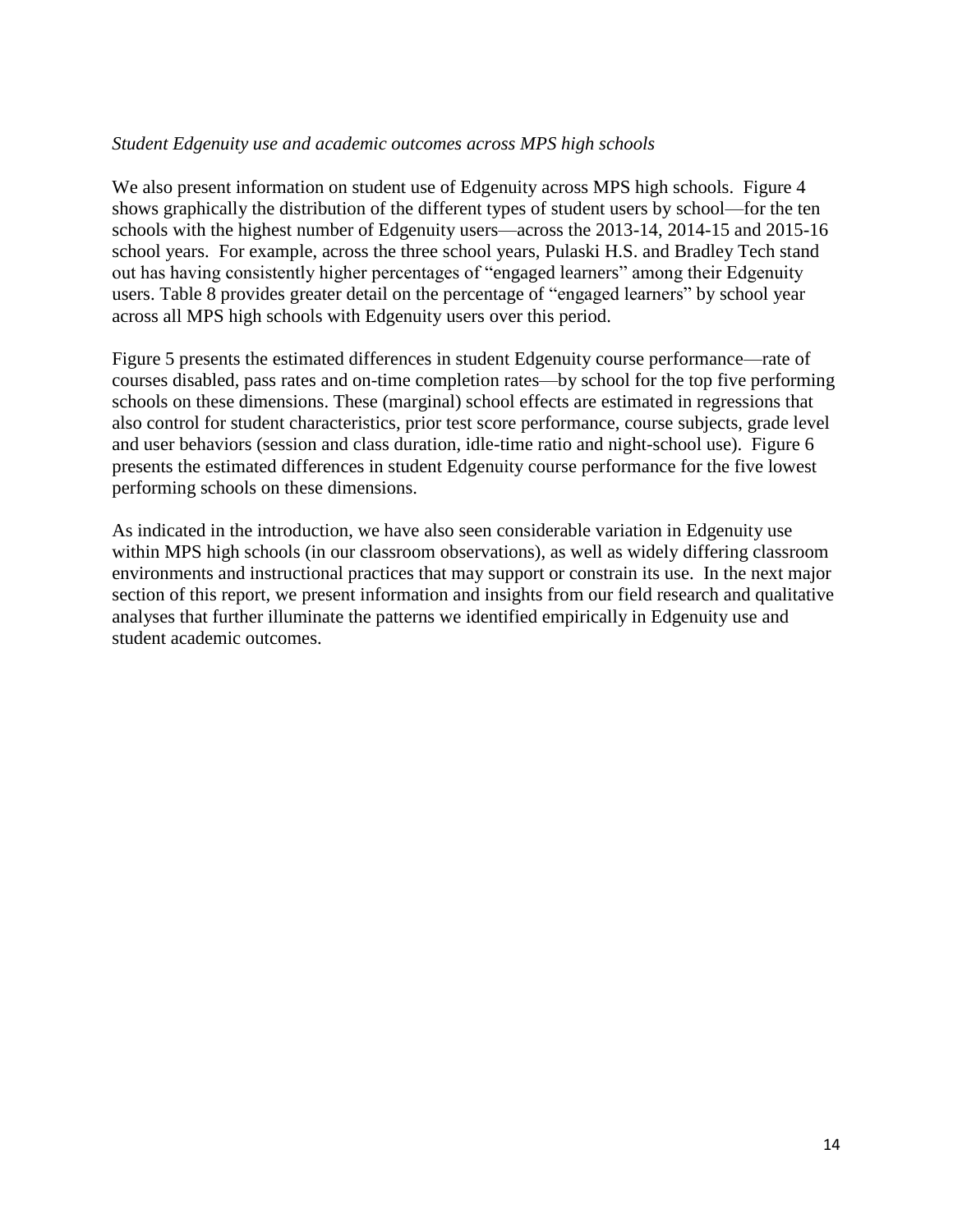*Student Edgenuity use and academic outcomes across MPS high schools*

We also present information on student use of Edgenuity across MPS high schools. Figure 4 shows graphically the distribution of the different types of student users by school—for the ten schools with the highest number of Edgenuity users—across the 2013-14, 2014-15 and 2015-16 school years. For example, across the three school years, Pulaski H.S. and Bradley Tech stand out has having consistently higher percentages of "engaged learners" among their Edgenuity users. Table 8 provides greater detail on the percentage of "engaged learners" by school year across all MPS high schools with Edgenuity users over this period.

Figure 5 presents the estimated differences in student Edgenuity course performance—rate of courses disabled, pass rates and on-time completion rates—by school for the top five performing schools on these dimensions. These (marginal) school effects are estimated in regressions that also control for student characteristics, prior test score performance, course subjects, grade level and user behaviors (session and class duration, idle-time ratio and night-school use). Figure 6 presents the estimated differences in student Edgenuity course performance for the five lowest performing schools on these dimensions.

As indicated in the introduction, we have also seen considerable variation in Edgenuity use within MPS high schools (in our classroom observations), as well as widely differing classroom environments and instructional practices that may support or constrain its use. In the next major section of this report, we present information and insights from our field research and qualitative analyses that further illuminate the patterns we identified empirically in Edgenuity use and student academic outcomes.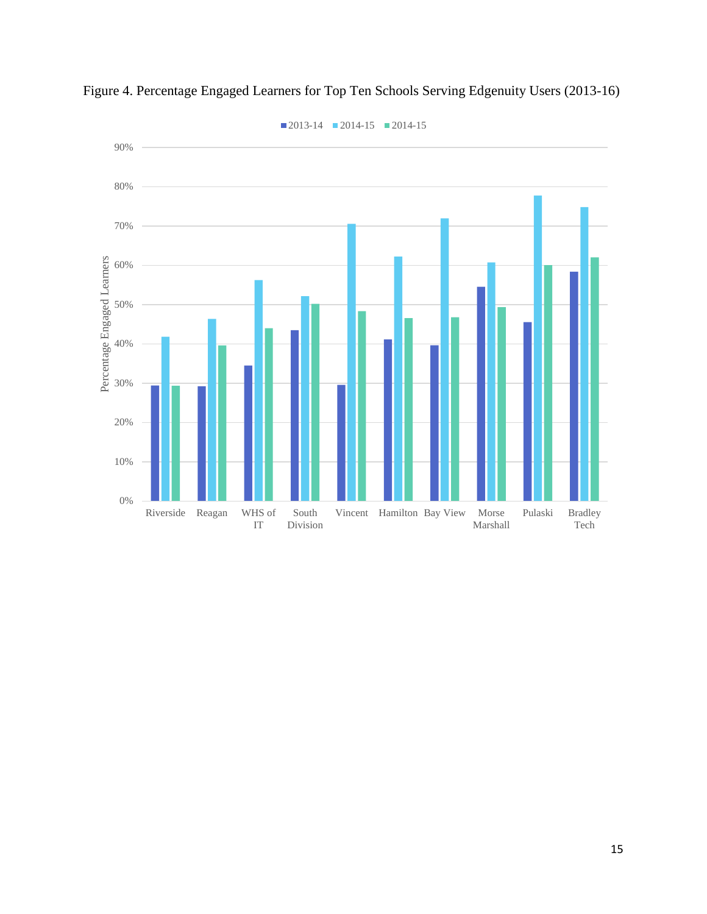Figure 4. Percentage Engaged Learners for Top Ten Schools Serving Edgenuity Users (2013-16)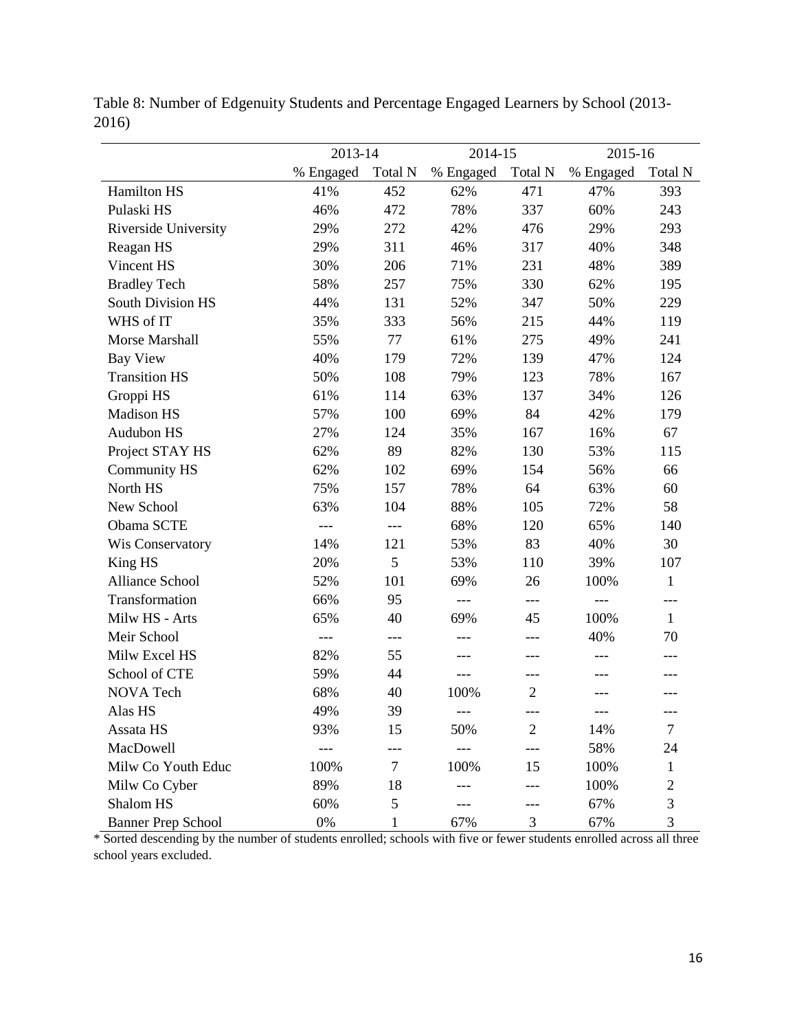Table 8: Number of Edgenuity Students and Percentage Engaged Learners by School (2013-2016)

| | 2013-14 | | 2014-15 | | 2015-16 | |
|---|---|---|---|---|---|---|
| | % Engaged | Total N | % Engaged | Total N | % Engaged | Total N |
| Hamilton HS | 41% | 452 | 62% | 471 | 47% | 393 |
| Pulaski HS | 46% | 472 | 78% | 337 | 60% | 243 |
| Riverside University | 29% | 272 | 42% | 476 | 29% | 293 |
| Reagan HS | 29% | 311 | 46% | 317 | 40% | 348 |
| Vincent HS | 30% | 206 | 71% | 231 | 48% | 389 |
| Bradley Tech | 58% | 257 | 75% | 330 | 62% | 195 |
| South Division HS | 44% | 131 | 52% | 347 | 50% | 229 |
| WHS of IT | 35% | 333 | 56% | 215 | 44% | 119 |
| Morse Marshall | 55% | 77 | 61% | 275 | 49% | 241 |
| Bay View | 40% | 179 | 72% | 139 | 47% | 124 |
| Transition HS | 50% | 108 | 79% | 123 | 78% | 167 |
| Groppi HS | 61% | 114 | 63% | 137 | 34% | 126 |
| Madison HS | 57% | 100 | 69% | 84 | 42% | 179 |
| Audubon HS | 27% | 124 | 35% | 167 | 16% | 67 |
| Project STAY HS | 62% | 89 | 82% | 130 | 53% | 115 |
| Community HS | 62% | 102 | 69% | 154 | 56% | 66 |
| North HS | 75% | 157 | 78% | 64 | 63% | 60 |
| New School | 63% | 104 | 88% | 105 | 72% | 58 |
| Obama SCTE | --- | --- | 68% | 120 | 65% | 140 |
| Wis Conservatory | 14% | 121 | 53% | 83 | 40% | 30 |
| King HS | 20% | 5 | 53% | 110 | 39% | 107 |
| Alliance School | 52% | 101 | 69% | 26 | 100% | 1 |
| Transformation | 66% | 95 | --- | --- | --- | --- |
| Milw HS - Arts | 65% | 40 | 69% | 45 | 100% | 1 |
| Meir School | --- | --- | --- | --- | 40% | 70 |
| Milw Excel HS | 82% | 55 | --- | --- | --- | --- |
| School of CTE | 59% | 44 | --- | --- | --- | --- |
| NOVA Tech | 68% | 40 | 100% | 2 | --- | --- |
| Alas HS | 49% | 39 | --- | --- | --- | --- |
| Assata HS | 93% | 15 | 50% | 2 | 14% | 7 |
| MacDowell | --- | --- | --- | --- | 58% | 24 |
| Milw Co Youth Educ | 100% | 7 | 100% | 15 | 100% | 1 |
| Milw Co Cyber | 89% | 18 | --- | --- | 100% | 2 |
| Shalom HS | 60% | 5 | --- | --- | 67% | 3 |
| Banner Prep School | 0% | 1 | 67% | 3 | 67% | 3 |

* Sorted descending by the number of students enrolled; schools with five or fewer students enrolled across all three school years excluded.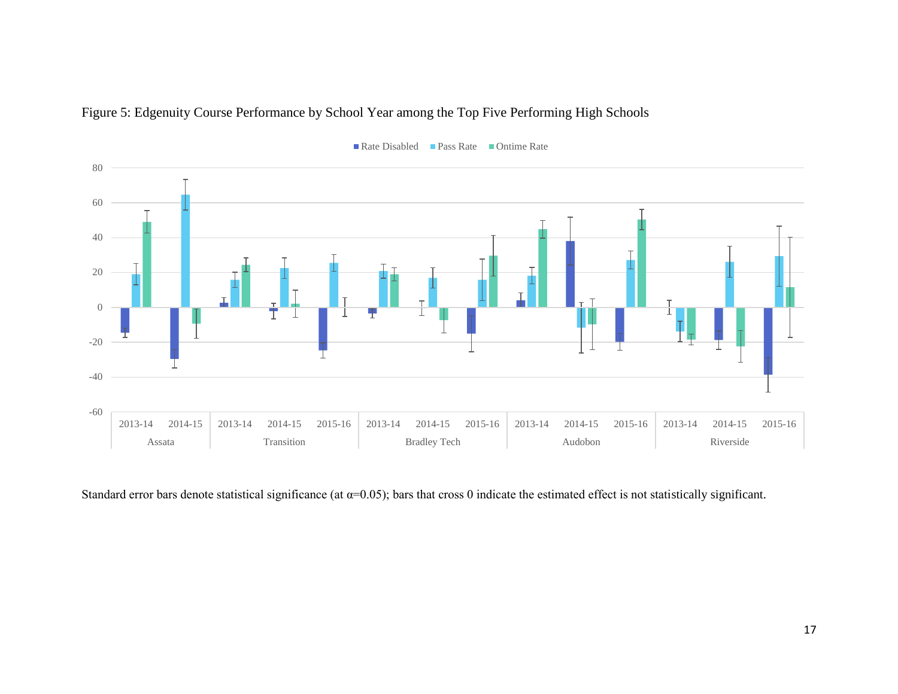Figure 5: Edgenuity Course Performance by School Year among the Top Five Performing High Schools

Standard error bars denote statistical significance (at α=0.05); bars that cross 0 indicate the estimated effect is not statistically significant.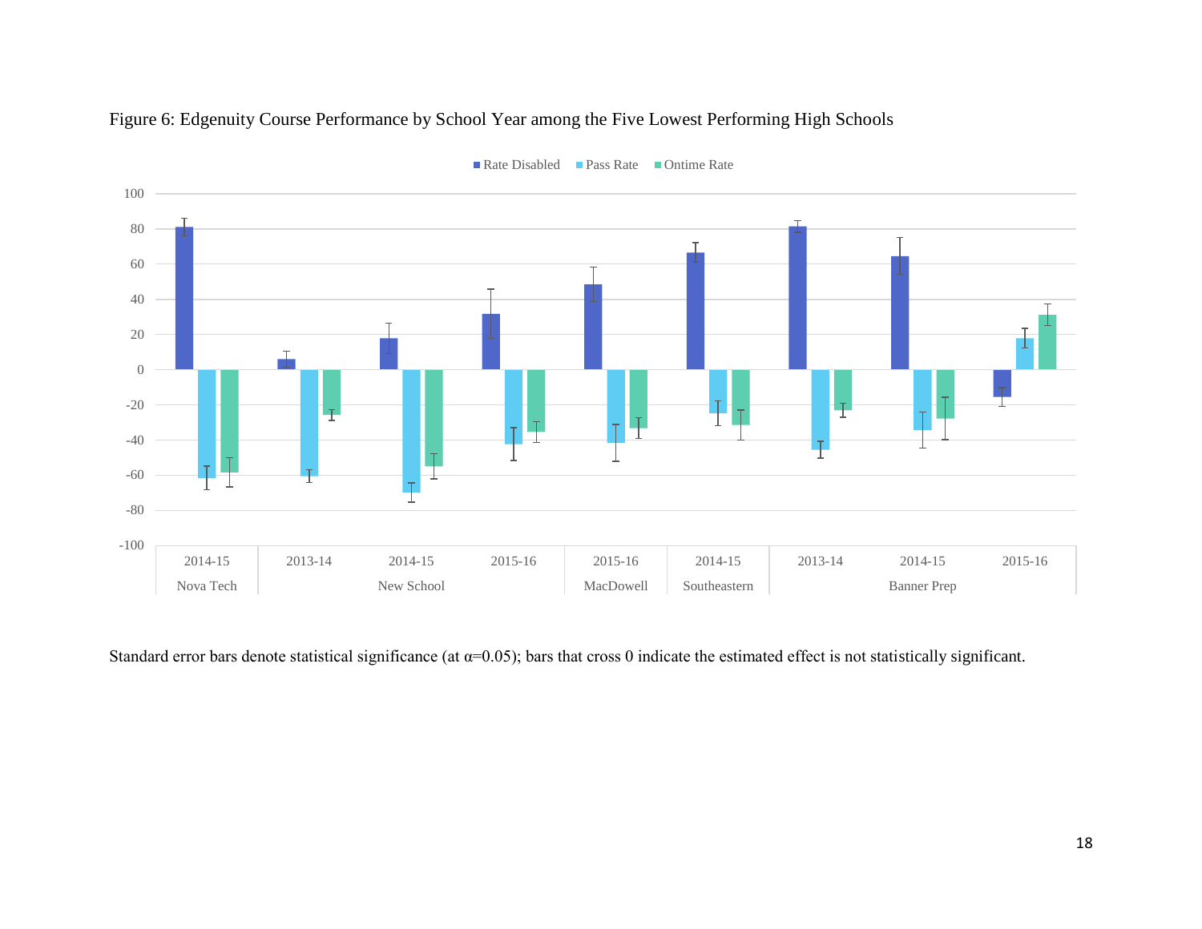Figure 6: Edgenuity Course Performance by School Year among the Five Lowest Performing High Schools

Standard error bars denote statistical significance (at α=0.05); bars that cross 0 indicate the estimated effect is not statistically significant.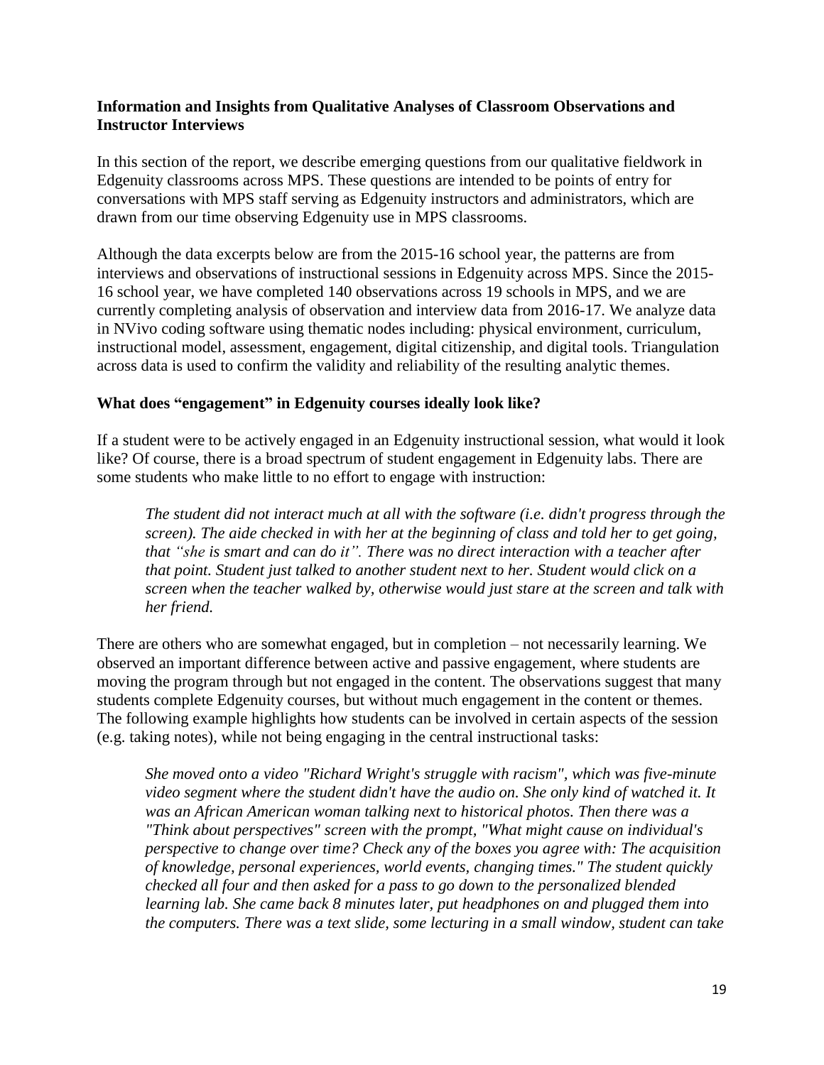**Information and Insights from Qualitative Analyses of Classroom Observations and Instructor Interviews**

In this section of the report, we describe emerging questions from our qualitative fieldwork in Edgenuity classrooms across MPS. These questions are intended to be points of entry for conversations with MPS staff serving as Edgenuity instructors and administrators, which are drawn from our time observing Edgenuity use in MPS classrooms.

Although the data excerpts below are from the 2015-16 school year, the patterns are from interviews and observations of instructional sessions in Edgenuity across MPS. Since the 2015-16 school year, we have completed 140 observations across 19 schools in MPS, and we are currently completing analysis of observation and interview data from 2016-17. We analyze data in NVivo coding software using thematic nodes including: physical environment, curriculum, instructional model, assessment, engagement, digital citizenship, and digital tools. Triangulation across data is used to confirm the validity and reliability of the resulting analytic themes.

**What does "engagement" in Edgenuity courses ideally look like?**

If a student were to be actively engaged in an Edgenuity instructional session, what would it look like? Of course, there is a broad spectrum of student engagement in Edgenuity labs. There are some students who make little to no effort to engage with instruction:

> *The student did not interact much at all with the software (i.e. didn't progress through the screen). The aide checked in with her at the beginning of class and told her to get going, that "she is smart and can do it". There was no direct interaction with a teacher after that point. Student just talked to another student next to her. Student would click on a screen when the teacher walked by, otherwise would just stare at the screen and talk with her friend.*

There are others who are somewhat engaged, but in completion – not necessarily learning. We observed an important difference between active and passive engagement, where students are moving the program through but not engaged in the content. The observations suggest that many students complete Edgenuity courses, but without much engagement in the content or themes. The following example highlights how students can be involved in certain aspects of the session (e.g. taking notes), while not being engaging in the central instructional tasks:

> *She moved onto a video "Richard Wright's struggle with racism", which was five-minute video segment where the student didn't have the audio on. She only kind of watched it. It was an African American woman talking next to historical photos. Then there was a "Think about perspectives" screen with the prompt, "What might cause on individual's perspective to change over time? Check any of the boxes you agree with: The acquisition of knowledge, personal experiences, world events, changing times." The student quickly checked all four and then asked for a pass to go down to the personalized blended learning lab. She came back 8 minutes later, put headphones on and plugged them into the computers. There was a text slide, some lecturing in a small window, student can take*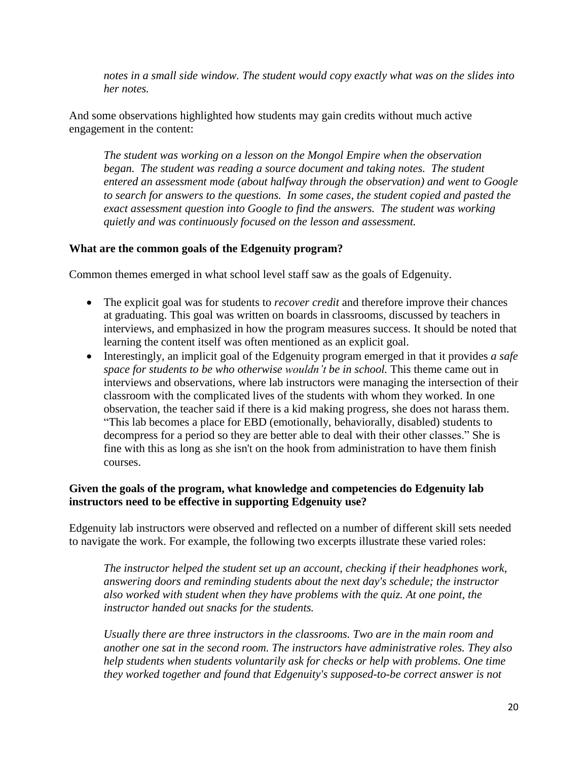*notes in a small side window. The student would copy exactly what was on the slides into her notes.*

And some observations highlighted how students may gain credits without much active engagement in the content:

> *The student was working on a lesson on the Mongol Empire when the observation began. The student was reading a source document and taking notes. The student entered an assessment mode (about halfway through the observation) and went to Google to search for answers to the questions. In some cases, the student copied and pasted the exact assessment question into Google to find the answers. The student was working quietly and was continuously focused on the lesson and assessment.*

**What are the common goals of the Edgenuity program?**

Common themes emerged in what school level staff saw as the goals of Edgenuity.

- The explicit goal was for students to *recover credit* and therefore improve their chances at graduating. This goal was written on boards in classrooms, discussed by teachers in interviews, and emphasized in how the program measures success. It should be noted that learning the content itself was often mentioned as an explicit goal.
- Interestingly, an implicit goal of the Edgenuity program emerged in that it provides *a safe space for students to be who otherwise wouldn't be in school.* This theme came out in interviews and observations, where lab instructors were managing the intersection of their classroom with the complicated lives of the students with whom they worked. In one observation, the teacher said if there is a kid making progress, she does not harass them. "This lab becomes a place for EBD (emotionally, behaviorally, disabled) students to decompress for a period so they are better able to deal with their other classes." She is fine with this as long as she isn't on the hook from administration to have them finish courses.

**Given the goals of the program, what knowledge and competencies do Edgenuity lab instructors need to be effective in supporting Edgenuity use?**

Edgenuity lab instructors were observed and reflected on a number of different skill sets needed to navigate the work. For example, the following two excerpts illustrate these varied roles:

> *The instructor helped the student set up an account, checking if their headphones work, answering doors and reminding students about the next day's schedule; the instructor also worked with student when they have problems with the quiz. At one point, the instructor handed out snacks for the students.*

> *Usually there are three instructors in the classrooms. Two are in the main room and another one sat in the second room. The instructors have administrative roles. They also help students when students voluntarily ask for checks or help with problems. One time they worked together and found that Edgenuity's supposed-to-be correct answer is not*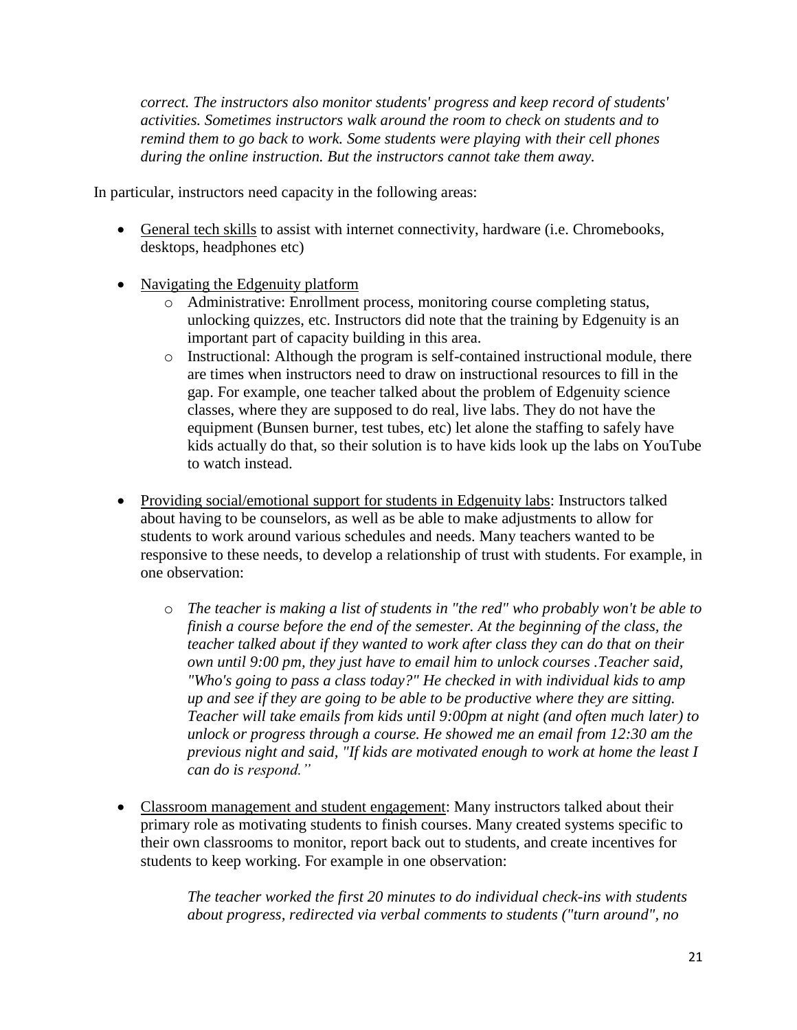*correct. The instructors also monitor students' progress and keep record of students' activities. Sometimes instructors walk around the room to check on students and to remind them to go back to work. Some students were playing with their cell phones during the online instruction. But the instructors cannot take them away.*

In particular, instructors need capacity in the following areas:

- <u>General tech skills</u> to assist with internet connectivity, hardware (i.e. Chromebooks, desktops, headphones etc)

- <u>Navigating the Edgenuity platform</u>
    - Administrative: Enrollment process, monitoring course completing status, unlocking quizzes, etc. Instructors did note that the training by Edgenuity is an important part of capacity building in this area.
    - Instructional: Although the program is self-contained instructional module, there are times when instructors need to draw on instructional resources to fill in the gap. For example, one teacher talked about the problem of Edgenuity science classes, where they are supposed to do real, live labs. They do not have the equipment (Bunsen burner, test tubes, etc) let alone the staffing to safely have kids actually do that, so their solution is to have kids look up the labs on YouTube to watch instead.

- <u>Providing social/emotional support for students in Edgenuity labs</u>: Instructors talked about having to be counselors, as well as be able to make adjustments to allow for students to work around various schedules and needs. Many teachers wanted to be responsive to these needs, to develop a relationship of trust with students. For example, in one observation:

    - *The teacher is making a list of students in "the red" who probably won't be able to finish a course before the end of the semester. At the beginning of the class, the teacher talked about if they wanted to work after class they can do that on their own until 9:00 pm, they just have to email him to unlock courses .Teacher said, "Who's going to pass a class today?" He checked in with individual kids to amp up and see if they are going to be able to be productive where they are sitting. Teacher will take emails from kids until 9:00pm at night (and often much later) to unlock or progress through a course. He showed me an email from 12:30 am the previous night and said, "If kids are motivated enough to work at home the least I can do is respond."*

- <u>Classroom management and student engagement</u>: Many instructors talked about their primary role as motivating students to finish courses. Many created systems specific to their own classrooms to monitor, report back out to students, and create incentives for students to keep working. For example in one observation:

    *The teacher worked the first 20 minutes to do individual check-ins with students about progress, redirected via verbal comments to students ("turn around", no*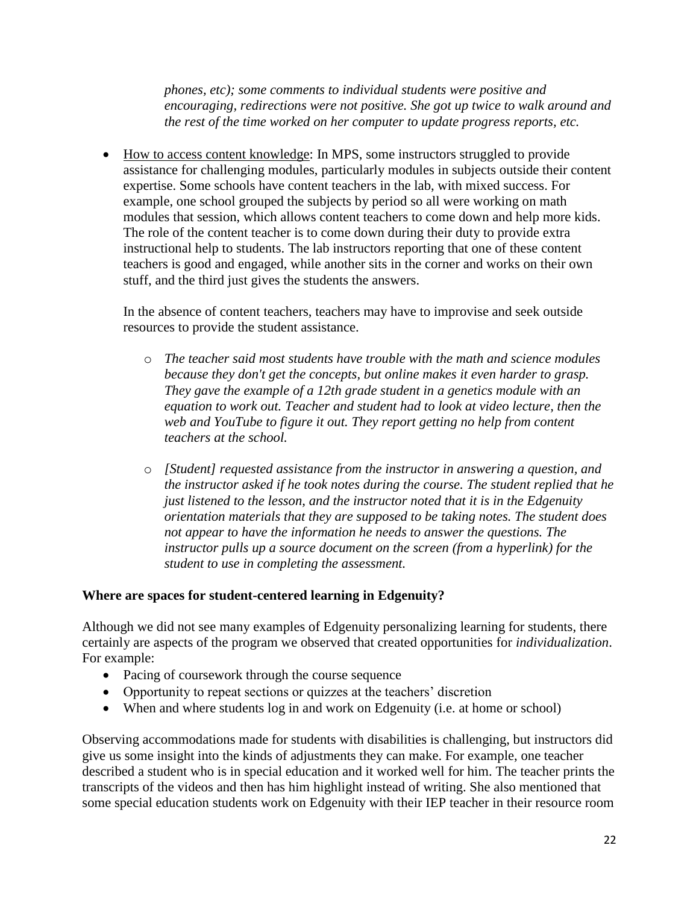> *phones, etc); some comments to individual students were positive and encouraging, redirections were not positive. She got up twice to walk around and the rest of the time worked on her computer to update progress reports, etc.*

- How to access content knowledge: In MPS, some instructors struggled to provide assistance for challenging modules, particularly modules in subjects outside their content expertise. Some schools have content teachers in the lab, with mixed success. For example, one school grouped the subjects by period so all were working on math modules that session, which allows content teachers to come down and help more kids. The role of the content teacher is to come down during their duty to provide extra instructional help to students. The lab instructors reporting that one of these content teachers is good and engaged, while another sits in the corner and works on their own stuff, and the third just gives the students the answers.

  In the absence of content teachers, teachers may have to improvise and seek outside resources to provide the student assistance.

  - *The teacher said most students have trouble with the math and science modules because they don't get the concepts, but online makes it even harder to grasp. They gave the example of a 12th grade student in a genetics module with an equation to work out. Teacher and student had to look at video lecture, then the web and YouTube to figure it out. They report getting no help from content teachers at the school.*
  - *[Student] requested assistance from the instructor in answering a question, and the instructor asked if he took notes during the course. The student replied that he just listened to the lesson, and the instructor noted that it is in the Edgenuity orientation materials that they are supposed to be taking notes. The student does not appear to have the information he needs to answer the questions. The instructor pulls up a source document on the screen (from a hyperlink) for the student to use in completing the assessment.*

**Where are spaces for student-centered learning in Edgenuity?**

Although we did not see many examples of Edgenuity personalizing learning for students, there certainly are aspects of the program we observed that created opportunities for *individualization*. For example:

- Pacing of coursework through the course sequence
- Opportunity to repeat sections or quizzes at the teachers' discretion
- When and where students log in and work on Edgenuity (i.e. at home or school)

Observing accommodations made for students with disabilities is challenging, but instructors did give us some insight into the kinds of adjustments they can make. For example, one teacher described a student who is in special education and it worked well for him. The teacher prints the transcripts of the videos and then has him highlight instead of writing. She also mentioned that some special education students work on Edgenuity with their IEP teacher in their resource room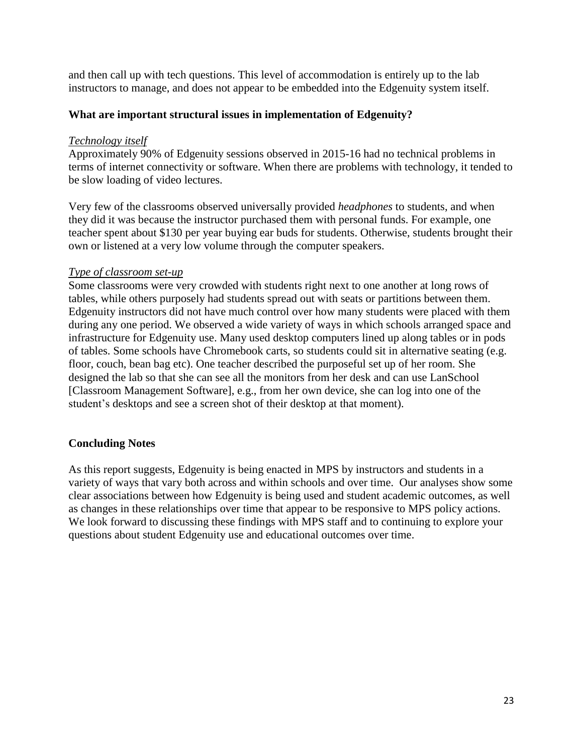and then call up with tech questions. This level of accommodation is entirely up to the lab instructors to manage, and does not appear to be embedded into the Edgenuity system itself.

### What are important structural issues in implementation of Edgenuity?

*Technology itself*

Approximately 90% of Edgenuity sessions observed in 2015-16 had no technical problems in terms of internet connectivity or software. When there are problems with technology, it tended to be slow loading of video lectures.

Very few of the classrooms observed universally provided *headphones* to students, and when they did it was because the instructor purchased them with personal funds. For example, one teacher spent about $130 per year buying ear buds for students. Otherwise, students brought their own or listened at a very low volume through the computer speakers.

*Type of classroom set-up*

Some classrooms were very crowded with students right next to one another at long rows of tables, while others purposely had students spread out with seats or partitions between them. Edgenuity instructors did not have much control over how many students were placed with them during any one period. We observed a wide variety of ways in which schools arranged space and infrastructure for Edgenuity use. Many used desktop computers lined up along tables or in pods of tables. Some schools have Chromebook carts, so students could sit in alternative seating (e.g. floor, couch, bean bag etc). One teacher described the purposeful set up of her room. She designed the lab so that she can see all the monitors from her desk and can use LanSchool [Classroom Management Software], e.g., from her own device, she can log into one of the student's desktops and see a screen shot of their desktop at that moment).

## Concluding Notes

As this report suggests, Edgenuity is being enacted in MPS by instructors and students in a variety of ways that vary both across and within schools and over time. Our analyses show some clear associations between how Edgenuity is being used and student academic outcomes, as well as changes in these relationships over time that appear to be responsive to MPS policy actions. We look forward to discussing these findings with MPS staff and to continuing to explore your questions about student Edgenuity use and educational outcomes over time.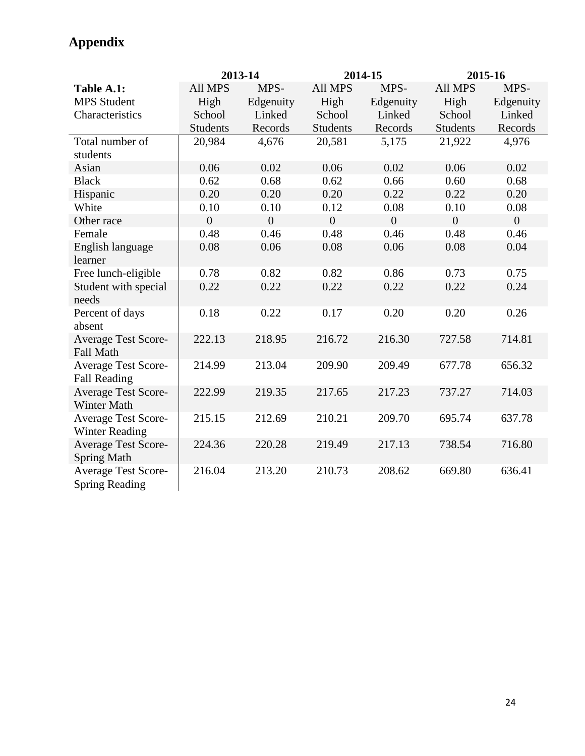# Appendix

| Table A.1: MPS Student Characteristics | 2013-14 | | 2014-15 | | 2015-16 | |
|---|---|---|---|---|---|---|
| | All MPS High School Students | MPS-Edgenuity Linked Records | All MPS High School Students | MPS-Edgenuity Linked Records | All MPS High School Students | MPS-Edgenuity Linked Records |
| Total number of students | 20,984 | 4,676 | 20,581 | 5,175 | 21,922 | 4,976 |
| Asian | 0.06 | 0.02 | 0.06 | 0.02 | 0.06 | 0.02 |
| Black | 0.62 | 0.68 | 0.62 | 0.66 | 0.60 | 0.68 |
| Hispanic | 0.20 | 0.20 | 0.20 | 0.22 | 0.22 | 0.20 |
| White | 0.10 | 0.10 | 0.12 | 0.08 | 0.10 | 0.08 |
| Other race | 0 | 0 | 0 | 0 | 0 | 0 |
| Female | 0.48 | 0.46 | 0.48 | 0.46 | 0.48 | 0.46 |
| English language learner | 0.08 | 0.06 | 0.08 | 0.06 | 0.08 | 0.04 |
| Free lunch-eligible | 0.78 | 0.82 | 0.82 | 0.86 | 0.73 | 0.75 |
| Student with special needs | 0.22 | 0.22 | 0.22 | 0.22 | 0.22 | 0.24 |
| Percent of days absent | 0.18 | 0.22 | 0.17 | 0.20 | 0.20 | 0.26 |
| Average Test Score-Fall Math | 222.13 | 218.95 | 216.72 | 216.30 | 727.58 | 714.81 |
| Average Test Score-Fall Reading | 214.99 | 213.04 | 209.90 | 209.49 | 677.78 | 656.32 |
| Average Test Score-Winter Math | 222.99 | 219.35 | 217.65 | 217.23 | 737.27 | 714.03 |
| Average Test Score-Winter Reading | 215.15 | 212.69 | 210.21 | 209.70 | 695.74 | 637.78 |
| Average Test Score-Spring Math | 224.36 | 220.28 | 219.49 | 217.13 | 738.54 | 716.80 |
| Average Test Score-Spring Reading | 216.04 | 213.20 | 210.73 | 208.62 | 669.80 | 636.41 |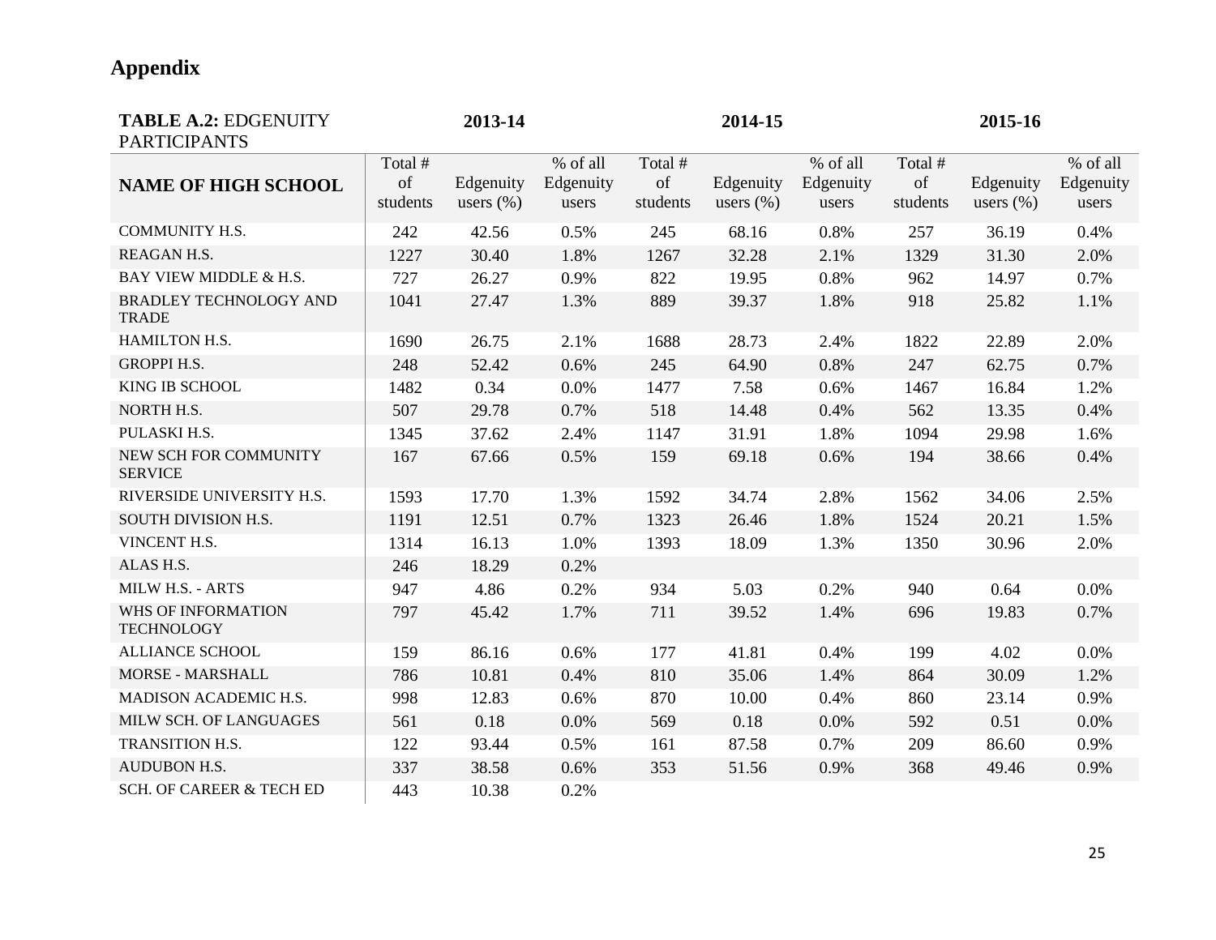## Appendix

| TABLE A.2: EDGENUITY PARTICIPANTS | 2013-14 | | | 2014-15 | | | 2015-16 | | |
|---|---|---|---|---|---|---|---|---|---|
| NAME OF HIGH SCHOOL | Total # of students | Edgenuity users (%) | % of all Edgenuity users | Total # of students | Edgenuity users (%) | % of all Edgenuity users | Total # of students | Edgenuity users (%) | % of all Edgenuity users |
| COMMUNITY H.S. | 242 | 42.56 | 0.5% | 245 | 68.16 | 0.8% | 257 | 36.19 | 0.4% |
| REAGAN H.S. | 1227 | 30.40 | 1.8% | 1267 | 32.28 | 2.1% | 1329 | 31.30 | 2.0% |
| BAY VIEW MIDDLE & H.S. | 727 | 26.27 | 0.9% | 822 | 19.95 | 0.8% | 962 | 14.97 | 0.7% |
| BRADLEY TECHNOLOGY AND TRADE | 1041 | 27.47 | 1.3% | 889 | 39.37 | 1.8% | 918 | 25.82 | 1.1% |
| HAMILTON H.S. | 1690 | 26.75 | 2.1% | 1688 | 28.73 | 2.4% | 1822 | 22.89 | 2.0% |
| GROPPI H.S. | 248 | 52.42 | 0.6% | 245 | 64.90 | 0.8% | 247 | 62.75 | 0.7% |
| KING IB SCHOOL | 1482 | 0.34 | 0.0% | 1477 | 7.58 | 0.6% | 1467 | 16.84 | 1.2% |
| NORTH H.S. | 507 | 29.78 | 0.7% | 518 | 14.48 | 0.4% | 562 | 13.35 | 0.4% |
| PULASKI H.S. | 1345 | 37.62 | 2.4% | 1147 | 31.91 | 1.8% | 1094 | 29.98 | 1.6% |
| NEW SCH FOR COMMUNITY SERVICE | 167 | 67.66 | 0.5% | 159 | 69.18 | 0.6% | 194 | 38.66 | 0.4% |
| RIVERSIDE UNIVERSITY H.S. | 1593 | 17.70 | 1.3% | 1592 | 34.74 | 2.8% | 1562 | 34.06 | 2.5% |
| SOUTH DIVISION H.S. | 1191 | 12.51 | 0.7% | 1323 | 26.46 | 1.8% | 1524 | 20.21 | 1.5% |
| VINCENT H.S. | 1314 | 16.13 | 1.0% | 1393 | 18.09 | 1.3% | 1350 | 30.96 | 2.0% |
| ALAS H.S. | 246 | 18.29 | 0.2% | | | | | | |
| MILW H.S. - ARTS | 947 | 4.86 | 0.2% | 934 | 5.03 | 0.2% | 940 | 0.64 | 0.0% |
| WHS OF INFORMATION TECHNOLOGY | 797 | 45.42 | 1.7% | 711 | 39.52 | 1.4% | 696 | 19.83 | 0.7% |
| ALLIANCE SCHOOL | 159 | 86.16 | 0.6% | 177 | 41.81 | 0.4% | 199 | 4.02 | 0.0% |
| MORSE - MARSHALL | 786 | 10.81 | 0.4% | 810 | 35.06 | 1.4% | 864 | 30.09 | 1.2% |
| MADISON ACADEMIC H.S. | 998 | 12.83 | 0.6% | 870 | 10.00 | 0.4% | 860 | 23.14 | 0.9% |
| MILW SCH. OF LANGUAGES | 561 | 0.18 | 0.0% | 569 | 0.18 | 0.0% | 592 | 0.51 | 0.0% |
| TRANSITION H.S. | 122 | 93.44 | 0.5% | 161 | 87.58 | 0.7% | 209 | 86.60 | 0.9% |
| AUDUBON H.S. | 337 | 38.58 | 0.6% | 353 | 51.56 | 0.9% | 368 | 49.46 | 0.9% |
| SCH. OF CAREER & TECH ED | 443 | 10.38 | 0.2% | | | | | | |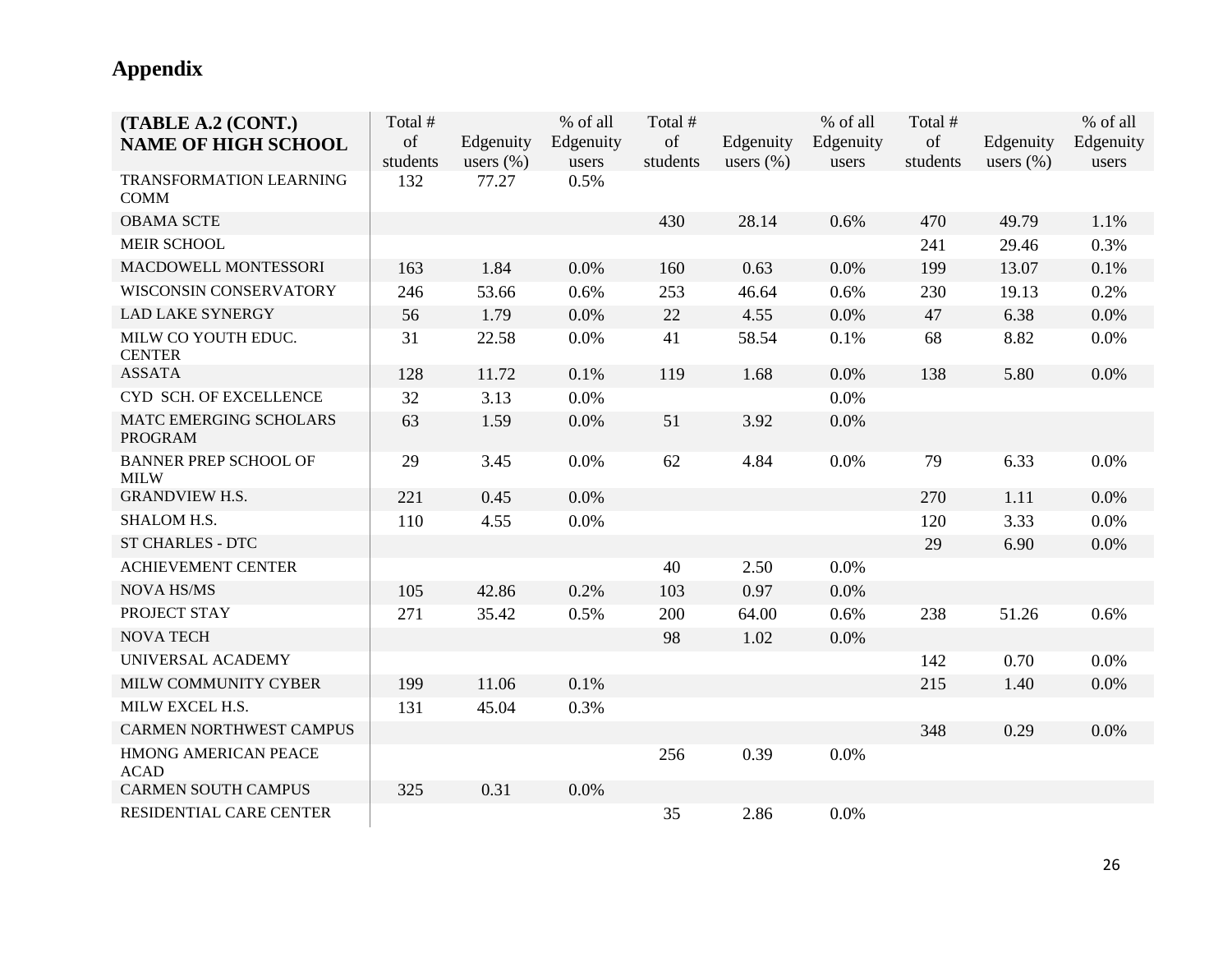## Appendix

| (TABLE A.2 (CONT.) NAME OF HIGH SCHOOL | Total # of students | Edgenuity users (%) | % of all Edgenuity users | Total # of students | Edgenuity users (%) | % of all Edgenuity users | Total # of students | Edgenuity users (%) | % of all Edgenuity users |
|---|---|---|---|---|---|---|---|---|---|
| TRANSFORMATION LEARNING COMM | 132 | 77.27 | 0.5% | | | | | | |
| OBAMA SCTE | | | | 430 | 28.14 | 0.6% | 470 | 49.79 | 1.1% |
| MEIR SCHOOL | | | | | | | 241 | 29.46 | 0.3% |
| MACDOWELL MONTESSORI | 163 | 1.84 | 0.0% | 160 | 0.63 | 0.0% | 199 | 13.07 | 0.1% |
| WISCONSIN CONSERVATORY | 246 | 53.66 | 0.6% | 253 | 46.64 | 0.6% | 230 | 19.13 | 0.2% |
| LAD LAKE SYNERGY | 56 | 1.79 | 0.0% | 22 | 4.55 | 0.0% | 47 | 6.38 | 0.0% |
| MILW CO YOUTH EDUC. CENTER | 31 | 22.58 | 0.0% | 41 | 58.54 | 0.1% | 68 | 8.82 | 0.0% |
| ASSATA | 128 | 11.72 | 0.1% | 119 | 1.68 | 0.0% | 138 | 5.80 | 0.0% |
| CYD SCH. OF EXCELLENCE | 32 | 3.13 | 0.0% | | | 0.0% | | | |
| MATC EMERGING SCHOLARS PROGRAM | 63 | 1.59 | 0.0% | 51 | 3.92 | 0.0% | | | |
| BANNER PREP SCHOOL OF MILW | 29 | 3.45 | 0.0% | 62 | 4.84 | 0.0% | 79 | 6.33 | 0.0% |
| GRANDVIEW H.S. | 221 | 0.45 | 0.0% | | | | 270 | 1.11 | 0.0% |
| SHALOM H.S. | 110 | 4.55 | 0.0% | | | | 120 | 3.33 | 0.0% |
| ST CHARLES - DTC | | | | | | | 29 | 6.90 | 0.0% |
| ACHIEVEMENT CENTER | | | | 40 | 2.50 | 0.0% | | | |
| NOVA HS/MS | 105 | 42.86 | 0.2% | 103 | 0.97 | 0.0% | | | |
| PROJECT STAY | 271 | 35.42 | 0.5% | 200 | 64.00 | 0.6% | 238 | 51.26 | 0.6% |
| NOVA TECH | | | | 98 | 1.02 | 0.0% | | | |
| UNIVERSAL ACADEMY | | | | | | | 142 | 0.70 | 0.0% |
| MILW COMMUNITY CYBER | 199 | 11.06 | 0.1% | | | | 215 | 1.40 | 0.0% |
| MILW EXCEL H.S. | 131 | 45.04 | 0.3% | | | | | | |
| CARMEN NORTHWEST CAMPUS | | | | | | | 348 | 0.29 | 0.0% |
| HMONG AMERICAN PEACE ACAD | | | | 256 | 0.39 | 0.0% | | | |
| CARMEN SOUTH CAMPUS | 325 | 0.31 | 0.0% | | | | | | |
| RESIDENTIAL CARE CENTER | | | | 35 | 2.86 | 0.0% | | | |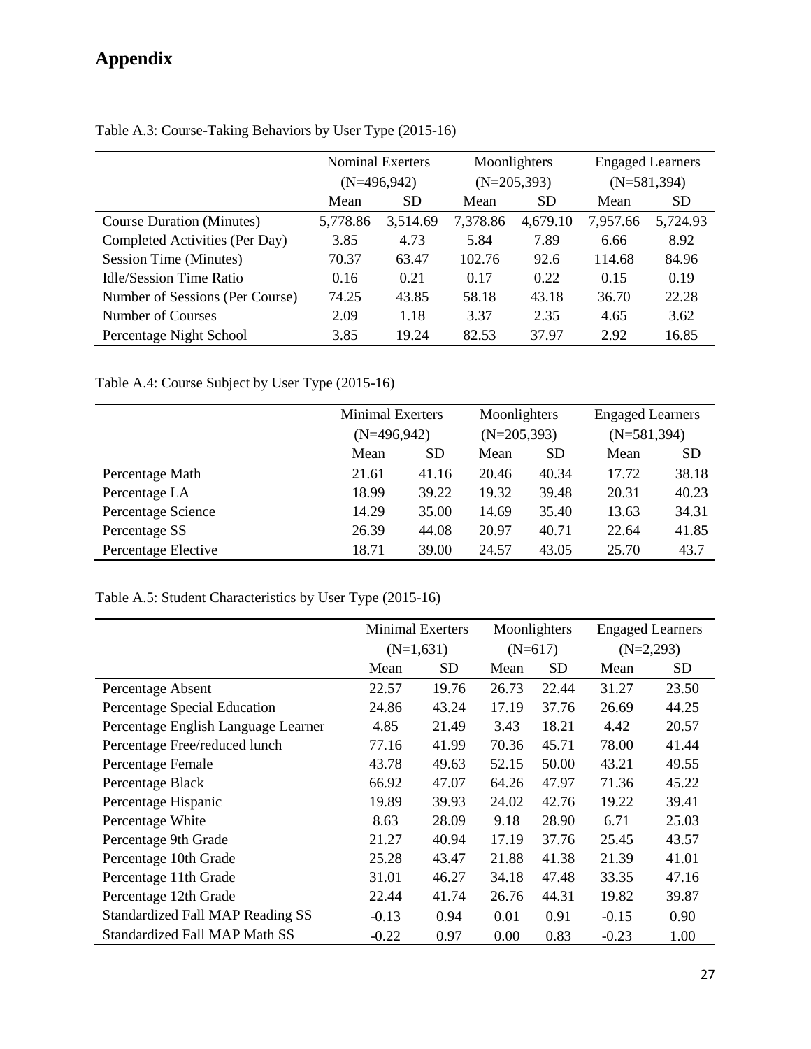# Appendix

Table A.3: Course-Taking Behaviors by User Type (2015-16)

| | Nominal Exerters (N=496,942) | | Moonlighters (N=205,393) | | Engaged Learners (N=581,394) | |
|---|---|---|---|---|---|---|
| | Mean | SD | Mean | SD | Mean | SD |
| Course Duration (Minutes) | 5,778.86 | 3,514.69 | 7,378.86 | 4,679.10 | 7,957.66 | 5,724.93 |
| Completed Activities (Per Day) | 3.85 | 4.73 | 5.84 | 7.89 | 6.66 | 8.92 |
| Session Time (Minutes) | 70.37 | 63.47 | 102.76 | 92.6 | 114.68 | 84.96 |
| Idle/Session Time Ratio | 0.16 | 0.21 | 0.17 | 0.22 | 0.15 | 0.19 |
| Number of Sessions (Per Course) | 74.25 | 43.85 | 58.18 | 43.18 | 36.70 | 22.28 |
| Number of Courses | 2.09 | 1.18 | 3.37 | 2.35 | 4.65 | 3.62 |
| Percentage Night School | 3.85 | 19.24 | 82.53 | 37.97 | 2.92 | 16.85 |

Table A.4: Course Subject by User Type (2015-16)

| | Minimal Exerters (N=496,942) | | Moonlighters (N=205,393) | | Engaged Learners (N=581,394) | |
|---|---|---|---|---|---|---|
| | Mean | SD | Mean | SD | Mean | SD |
| Percentage Math | 21.61 | 41.16 | 20.46 | 40.34 | 17.72 | 38.18 |
| Percentage LA | 18.99 | 39.22 | 19.32 | 39.48 | 20.31 | 40.23 |
| Percentage Science | 14.29 | 35.00 | 14.69 | 35.40 | 13.63 | 34.31 |
| Percentage SS | 26.39 | 44.08 | 20.97 | 40.71 | 22.64 | 41.85 |
| Percentage Elective | 18.71 | 39.00 | 24.57 | 43.05 | 25.70 | 43.7 |

Table A.5: Student Characteristics by User Type (2015-16)

| | Minimal Exerters (N=1,631) | | Moonlighters (N=617) | | Engaged Learners (N=2,293) | |
|---|---|---|---|---|---|---|
| | Mean | SD | Mean | SD | Mean | SD |
| Percentage Absent | 22.57 | 19.76 | 26.73 | 22.44 | 31.27 | 23.50 |
| Percentage Special Education | 24.86 | 43.24 | 17.19 | 37.76 | 26.69 | 44.25 |
| Percentage English Language Learner | 4.85 | 21.49 | 3.43 | 18.21 | 4.42 | 20.57 |
| Percentage Free/reduced lunch | 77.16 | 41.99 | 70.36 | 45.71 | 78.00 | 41.44 |
| Percentage Female | 43.78 | 49.63 | 52.15 | 50.00 | 43.21 | 49.55 |
| Percentage Black | 66.92 | 47.07 | 64.26 | 47.97 | 71.36 | 45.22 |
| Percentage Hispanic | 19.89 | 39.93 | 24.02 | 42.76 | 19.22 | 39.41 |
| Percentage White | 8.63 | 28.09 | 9.18 | 28.90 | 6.71 | 25.03 |
| Percentage 9th Grade | 21.27 | 40.94 | 17.19 | 37.76 | 25.45 | 43.57 |
| Percentage 10th Grade | 25.28 | 43.47 | 21.88 | 41.38 | 21.39 | 41.01 |
| Percentage 11th Grade | 31.01 | 46.27 | 34.18 | 47.48 | 33.35 | 47.16 |
| Percentage 12th Grade | 22.44 | 41.74 | 26.76 | 44.31 | 19.82 | 39.87 |
| Standardized Fall MAP Reading SS | -0.13 | 0.94 | 0.01 | 0.91 | -0.15 | 0.90 |
| Standardized Fall MAP Math SS | -0.22 | 0.97 | 0.00 | 0.83 | -0.23 | 1.00 |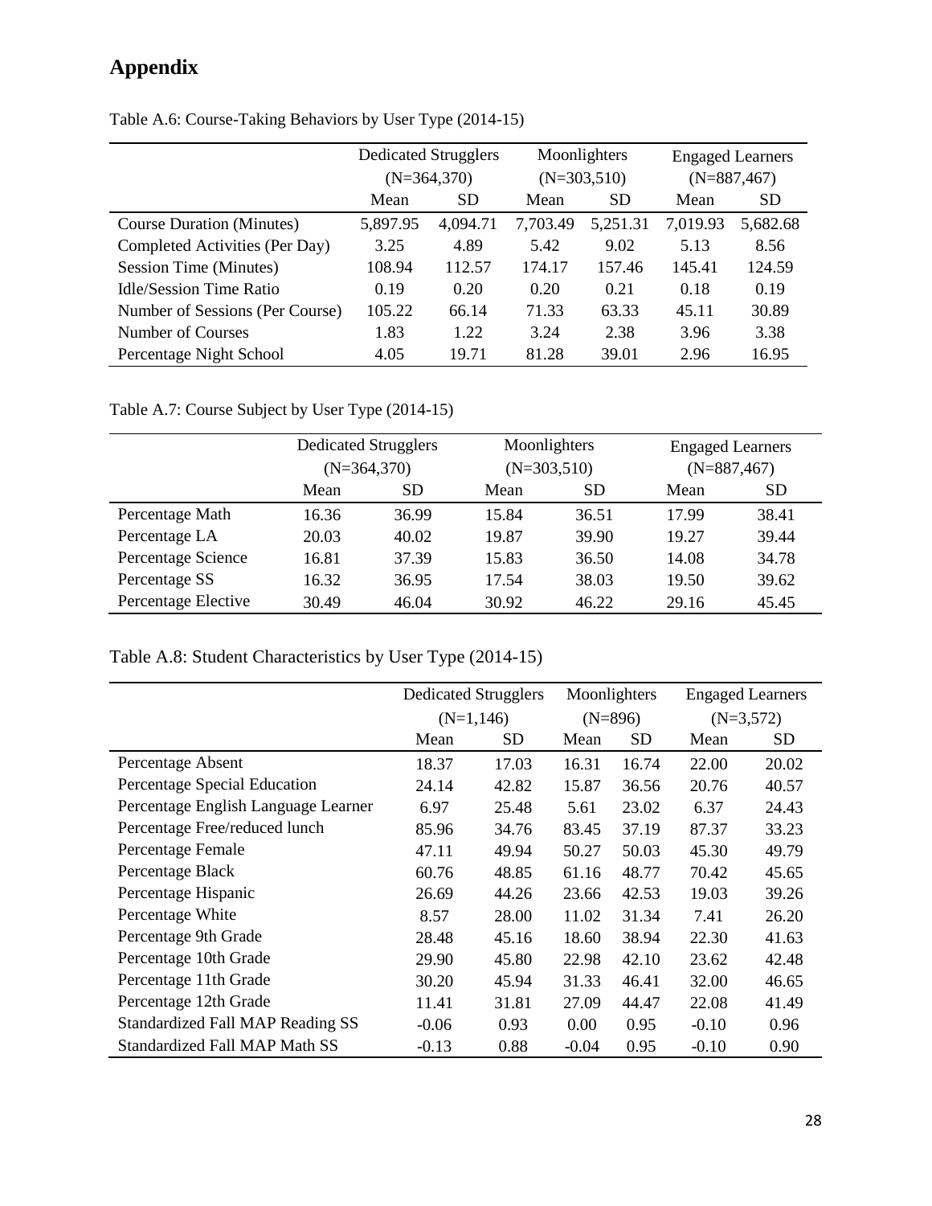# Appendix

Table A.6: Course-Taking Behaviors by User Type (2014-15)

| | Dedicated Strugglers (N=364,370) | | Moonlighters (N=303,510) | | Engaged Learners (N=887,467) | |
|---|---|---|---|---|---|---|
| | Mean | SD | Mean | SD | Mean | SD |
| Course Duration (Minutes) | 5,897.95 | 4,094.71 | 7,703.49 | 5,251.31 | 7,019.93 | 5,682.68 |
| Completed Activities (Per Day) | 3.25 | 4.89 | 5.42 | 9.02 | 5.13 | 8.56 |
| Session Time (Minutes) | 108.94 | 112.57 | 174.17 | 157.46 | 145.41 | 124.59 |
| Idle/Session Time Ratio | 0.19 | 0.20 | 0.20 | 0.21 | 0.18 | 0.19 |
| Number of Sessions (Per Course) | 105.22 | 66.14 | 71.33 | 63.33 | 45.11 | 30.89 |
| Number of Courses | 1.83 | 1.22 | 3.24 | 2.38 | 3.96 | 3.38 |
| Percentage Night School | 4.05 | 19.71 | 81.28 | 39.01 | 2.96 | 16.95 |

Table A.7: Course Subject by User Type (2014-15)

| | Dedicated Strugglers (N=364,370) | | Moonlighters (N=303,510) | | Engaged Learners (N=887,467) | |
|---|---|---|---|---|---|---|
| | Mean | SD | Mean | SD | Mean | SD |
| Percentage Math | 16.36 | 36.99 | 15.84 | 36.51 | 17.99 | 38.41 |
| Percentage LA | 20.03 | 40.02 | 19.87 | 39.90 | 19.27 | 39.44 |
| Percentage Science | 16.81 | 37.39 | 15.83 | 36.50 | 14.08 | 34.78 |
| Percentage SS | 16.32 | 36.95 | 17.54 | 38.03 | 19.50 | 39.62 |
| Percentage Elective | 30.49 | 46.04 | 30.92 | 46.22 | 29.16 | 45.45 |

Table A.8: Student Characteristics by User Type (2014-15)

| | Dedicated Strugglers (N=1,146) | | Moonlighters (N=896) | | Engaged Learners (N=3,572) | |
|---|---|---|---|---|---|---|
| | Mean | SD | Mean | SD | Mean | SD |
| Percentage Absent | 18.37 | 17.03 | 16.31 | 16.74 | 22.00 | 20.02 |
| Percentage Special Education | 24.14 | 42.82 | 15.87 | 36.56 | 20.76 | 40.57 |
| Percentage English Language Learner | 6.97 | 25.48 | 5.61 | 23.02 | 6.37 | 24.43 |
| Percentage Free/reduced lunch | 85.96 | 34.76 | 83.45 | 37.19 | 87.37 | 33.23 |
| Percentage Female | 47.11 | 49.94 | 50.27 | 50.03 | 45.30 | 49.79 |
| Percentage Black | 60.76 | 48.85 | 61.16 | 48.77 | 70.42 | 45.65 |
| Percentage Hispanic | 26.69 | 44.26 | 23.66 | 42.53 | 19.03 | 39.26 |
| Percentage White | 8.57 | 28.00 | 11.02 | 31.34 | 7.41 | 26.20 |
| Percentage 9th Grade | 28.48 | 45.16 | 18.60 | 38.94 | 22.30 | 41.63 |
| Percentage 10th Grade | 29.90 | 45.80 | 22.98 | 42.10 | 23.62 | 42.48 |
| Percentage 11th Grade | 30.20 | 45.94 | 31.33 | 46.41 | 32.00 | 46.65 |
| Percentage 12th Grade | 11.41 | 31.81 | 27.09 | 44.47 | 22.08 | 41.49 |
| Standardized Fall MAP Reading SS | -0.06 | 0.93 | 0.00 | 0.95 | -0.10 | 0.96 |
| Standardized Fall MAP Math SS | -0.13 | 0.88 | -0.04 | 0.95 | -0.10 | 0.90 |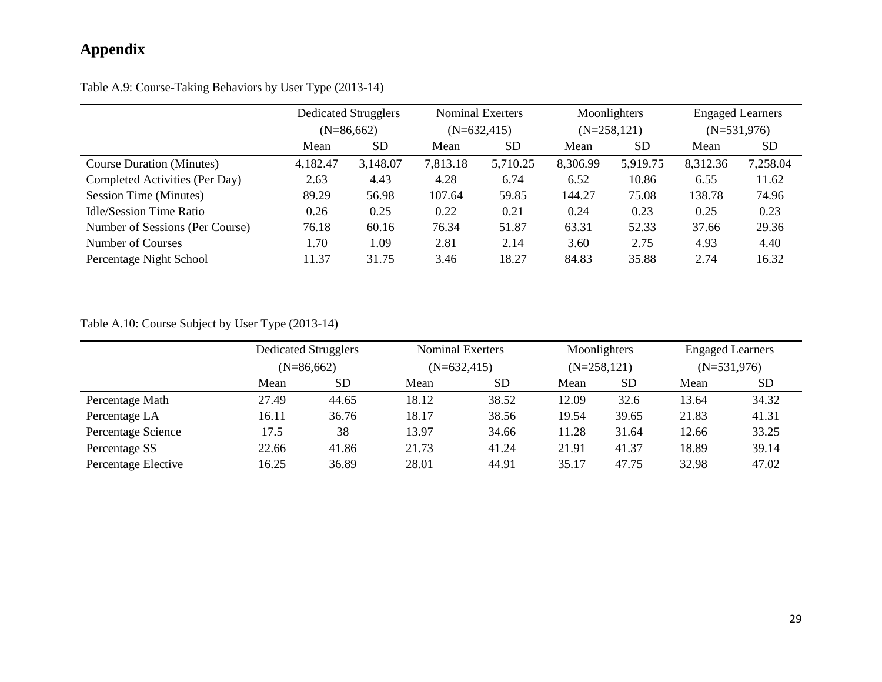# Appendix

Table A.9: Course-Taking Behaviors by User Type (2013-14)

| | Dedicated Strugglers (N=86,662) | | Nominal Exerters (N=632,415) | | Moonlighters (N=258,121) | | Engaged Learners (N=531,976) | |
|---|---|---|---|---|---|---|---|---|
| | Mean | SD | Mean | SD | Mean | SD | Mean | SD |
| Course Duration (Minutes) | 4,182.47 | 3,148.07 | 7,813.18 | 5,710.25 | 8,306.99 | 5,919.75 | 8,312.36 | 7,258.04 |
| Completed Activities (Per Day) | 2.63 | 4.43 | 4.28 | 6.74 | 6.52 | 10.86 | 6.55 | 11.62 |
| Session Time (Minutes) | 89.29 | 56.98 | 107.64 | 59.85 | 144.27 | 75.08 | 138.78 | 74.96 |
| Idle/Session Time Ratio | 0.26 | 0.25 | 0.22 | 0.21 | 0.24 | 0.23 | 0.25 | 0.23 |
| Number of Sessions (Per Course) | 76.18 | 60.16 | 76.34 | 51.87 | 63.31 | 52.33 | 37.66 | 29.36 |
| Number of Courses | 1.70 | 1.09 | 2.81 | 2.14 | 3.60 | 2.75 | 4.93 | 4.40 |
| Percentage Night School | 11.37 | 31.75 | 3.46 | 18.27 | 84.83 | 35.88 | 2.74 | 16.32 |

Table A.10: Course Subject by User Type (2013-14)

| | Dedicated Strugglers (N=86,662) | | Nominal Exerters (N=632,415) | | Moonlighters (N=258,121) | | Engaged Learners (N=531,976) | |
|---|---|---|---|---|---|---|---|---|
| | Mean | SD | Mean | SD | Mean | SD | Mean | SD |
| Percentage Math | 27.49 | 44.65 | 18.12 | 38.52 | 12.09 | 32.6 | 13.64 | 34.32 |
| Percentage LA | 16.11 | 36.76 | 18.17 | 38.56 | 19.54 | 39.65 | 21.83 | 41.31 |
| Percentage Science | 17.5 | 38 | 13.97 | 34.66 | 11.28 | 31.64 | 12.66 | 33.25 |
| Percentage SS | 22.66 | 41.86 | 21.73 | 41.24 | 21.91 | 41.37 | 18.89 | 39.14 |
| Percentage Elective | 16.25 | 36.89 | 28.01 | 44.91 | 35.17 | 47.75 | 32.98 | 47.02 |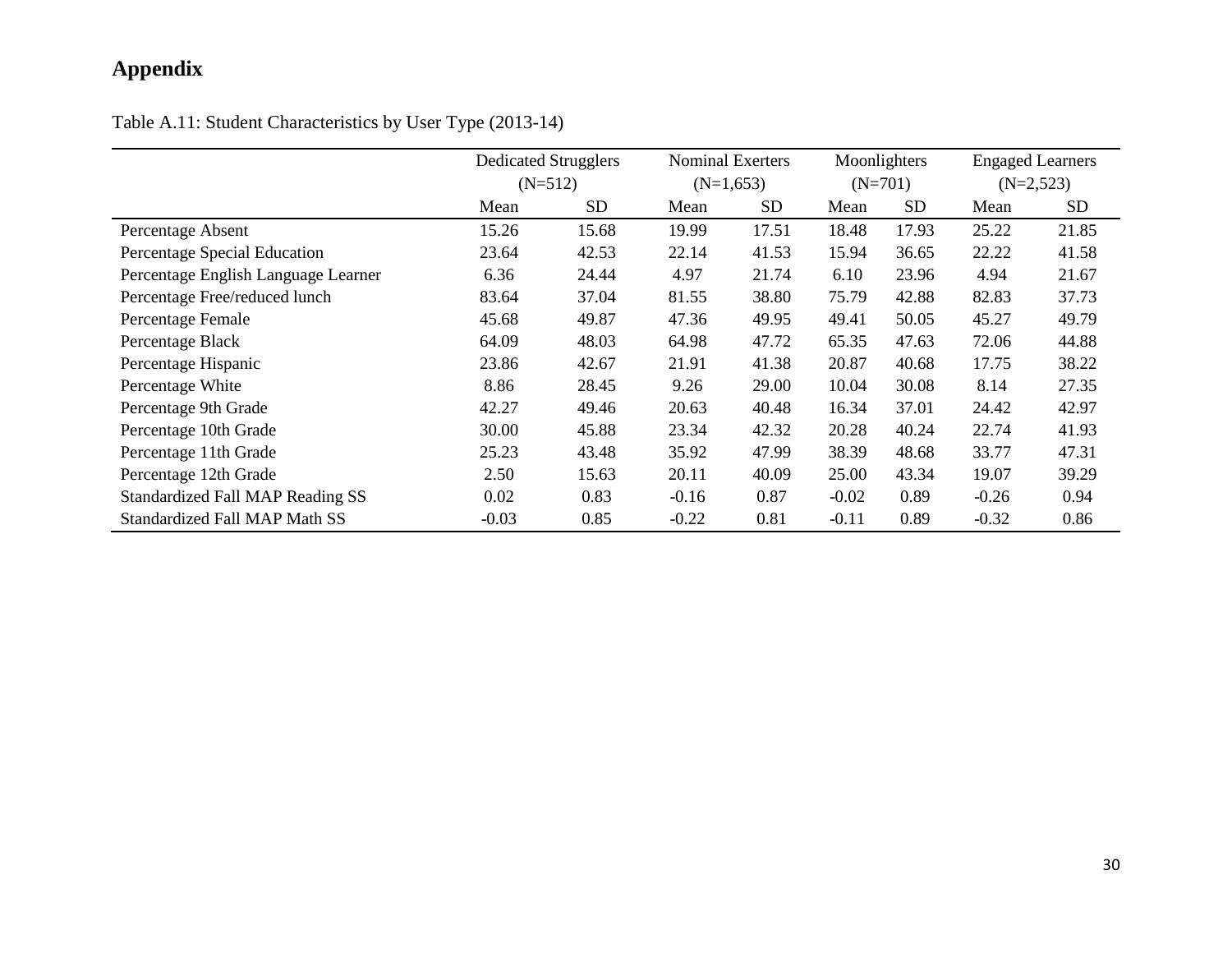# Appendix

Table A.11: Student Characteristics by User Type (2013-14)

| | Dedicated Strugglers (N=512) | | Nominal Exerters (N=1,653) | | Moonlighters (N=701) | | Engaged Learners (N=2,523) | |
|---|---|---|---|---|---|---|---|---|
| | Mean | SD | Mean | SD | Mean | SD | Mean | SD |
| Percentage Absent | 15.26 | 15.68 | 19.99 | 17.51 | 18.48 | 17.93 | 25.22 | 21.85 |
| Percentage Special Education | 23.64 | 42.53 | 22.14 | 41.53 | 15.94 | 36.65 | 22.22 | 41.58 |
| Percentage English Language Learner | 6.36 | 24.44 | 4.97 | 21.74 | 6.10 | 23.96 | 4.94 | 21.67 |
| Percentage Free/reduced lunch | 83.64 | 37.04 | 81.55 | 38.80 | 75.79 | 42.88 | 82.83 | 37.73 |
| Percentage Female | 45.68 | 49.87 | 47.36 | 49.95 | 49.41 | 50.05 | 45.27 | 49.79 |
| Percentage Black | 64.09 | 48.03 | 64.98 | 47.72 | 65.35 | 47.63 | 72.06 | 44.88 |
| Percentage Hispanic | 23.86 | 42.67 | 21.91 | 41.38 | 20.87 | 40.68 | 17.75 | 38.22 |
| Percentage White | 8.86 | 28.45 | 9.26 | 29.00 | 10.04 | 30.08 | 8.14 | 27.35 |
| Percentage 9th Grade | 42.27 | 49.46 | 20.63 | 40.48 | 16.34 | 37.01 | 24.42 | 42.97 |
| Percentage 10th Grade | 30.00 | 45.88 | 23.34 | 42.32 | 20.28 | 40.24 | 22.74 | 41.93 |
| Percentage 11th Grade | 25.23 | 43.48 | 35.92 | 47.99 | 38.39 | 48.68 | 33.77 | 47.31 |
| Percentage 12th Grade | 2.50 | 15.63 | 20.11 | 40.09 | 25.00 | 43.34 | 19.07 | 39.29 |
| Standardized Fall MAP Reading SS | 0.02 | 0.83 | -0.16 | 0.87 | -0.02 | 0.89 | -0.26 | 0.94 |
| Standardized Fall MAP Math SS | -0.03 | 0.85 | -0.22 | 0.81 | -0.11 | 0.89 | -0.32 | 0.86 |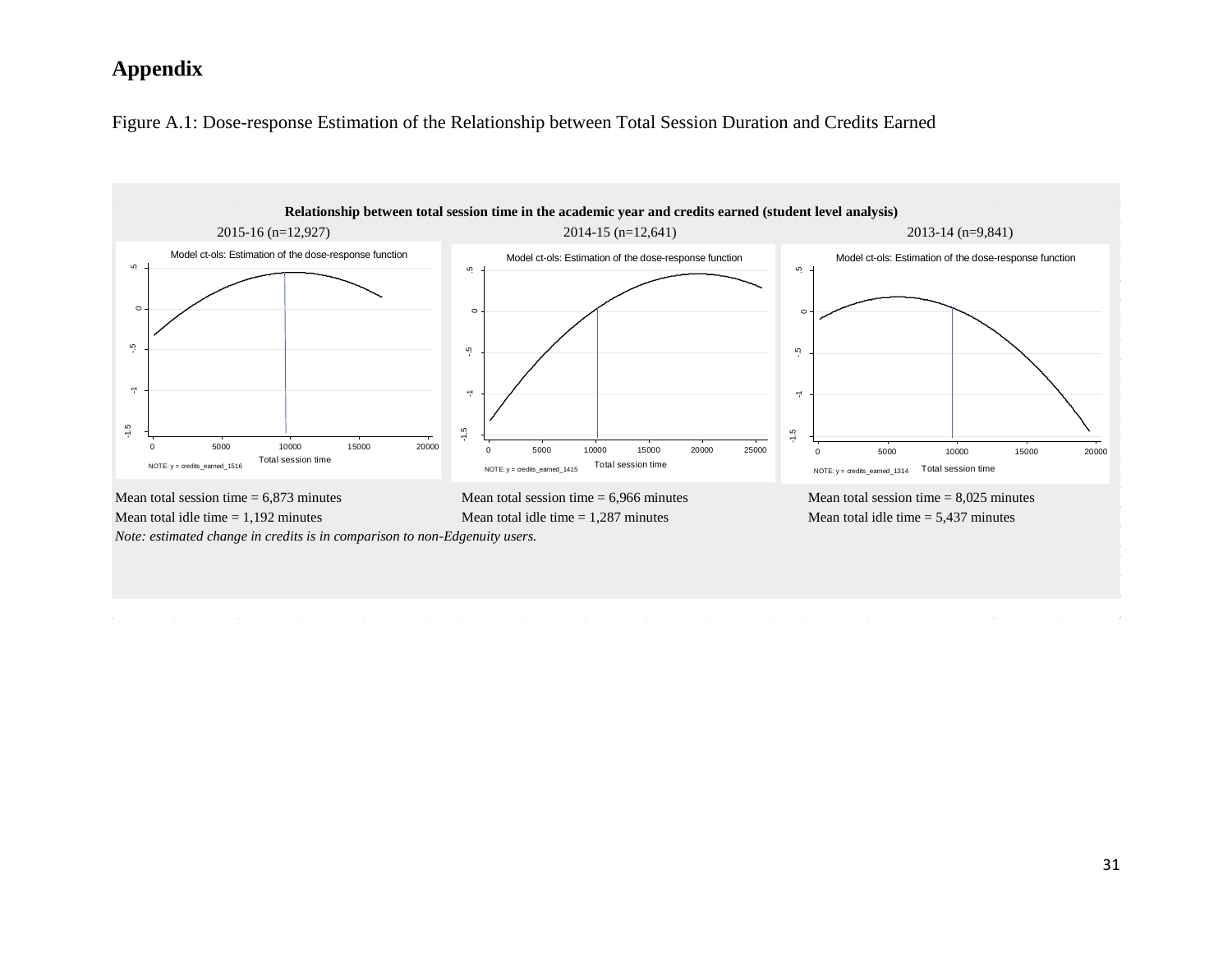# Appendix

Figure A.1: Dose-response Estimation of the Relationship between Total Session Duration and Credits Earned

**Relationship between total session time in the academic year and credits earned (student level analysis)**

2015-16 (n=12,927) | 2014-15 (n=12,641) | 2013-14 (n=9,841)

Model ct-ols: Estimation of the dose-response function

Total session time

NOTE: y = credits_earned_1516 | NOTE: y = credits_earned_1415 | NOTE: y = credits_earned_1314

| 2015-16 | 2014-15 | 2013-14 |
|---|---|---|
| Mean total session time = 6,873 minutes | Mean total session time = 6,966 minutes | Mean total session time = 8,025 minutes |
| Mean total idle time = 1,192 minutes | Mean total idle time = 1,287 minutes | Mean total idle time = 5,437 minutes |

*Note: estimated change in credits is in comparison to non-Edgenuity users.*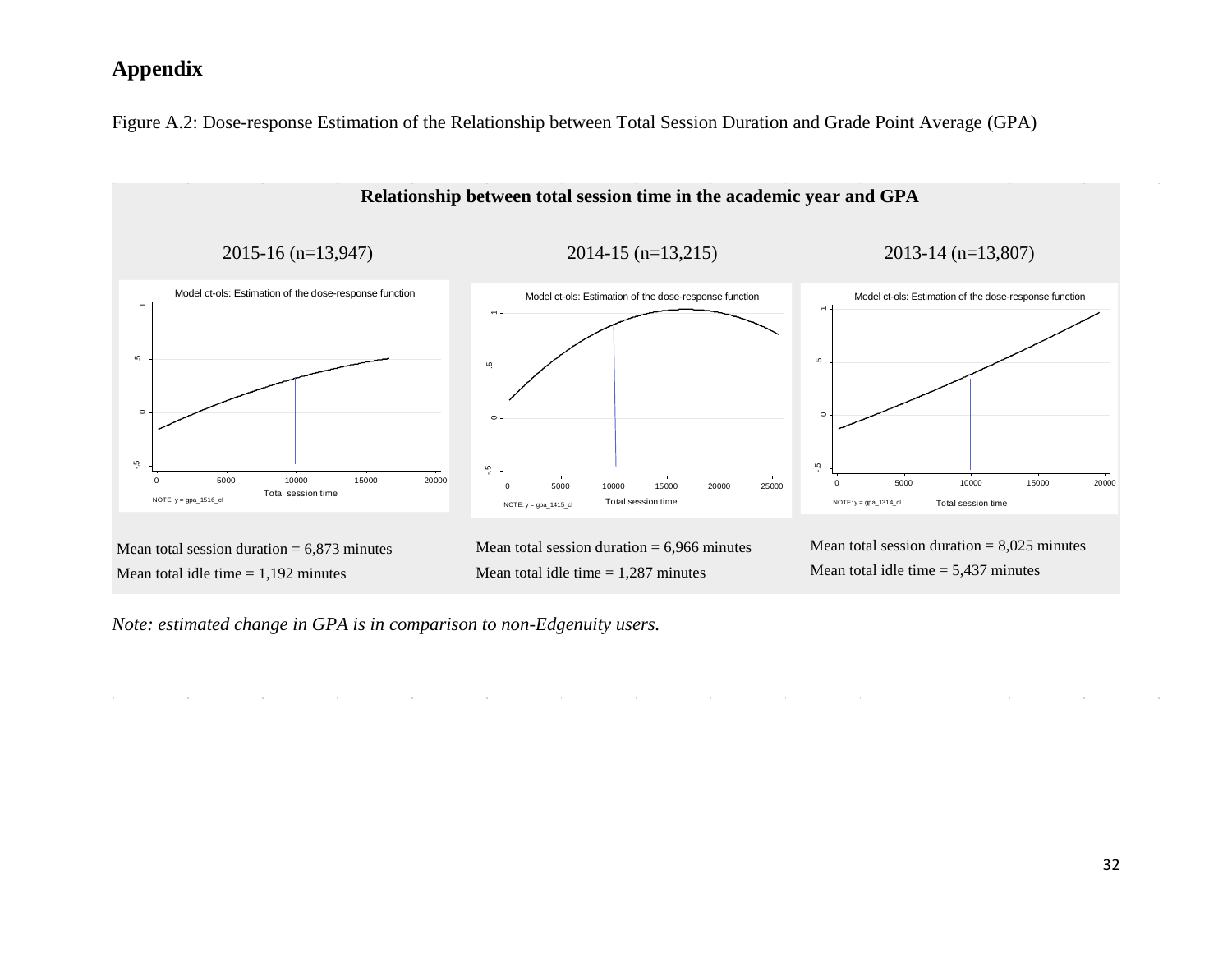# Appendix

Figure A.2: Dose-response Estimation of the Relationship between Total Session Duration and Grade Point Average (GPA)

**Relationship between total session time in the academic year and GPA**

2015-16 (n=13,947)

Model ct-ols: Estimation of the dose-response function

1

.5

0

-.5

0 5000 10000 15000 20000

Total session time

NOTE: y = gpa_1516_cl

2014-15 (n=13,215)

Model ct-ols: Estimation of the dose-response function

1

.5

0

-.5

0 5000 10000 15000 20000 25000

Total session time

NOTE: y = gpa_1415_cl

2013-14 (n=13,807)

Model ct-ols: Estimation of the dose-response function

1

.5

0

-.5

0 5000 10000 15000 20000

Total session time

NOTE: y = gpa_1314_cl

Mean total session duration = 6,873 minutes
Mean total idle time = 1,192 minutes

Mean total session duration = 6,966 minutes
Mean total idle time = 1,287 minutes

Mean total session duration = 8,025 minutes
Mean total idle time = 5,437 minutes

*Note: estimated change in GPA is in comparison to non-Edgenuity users.*